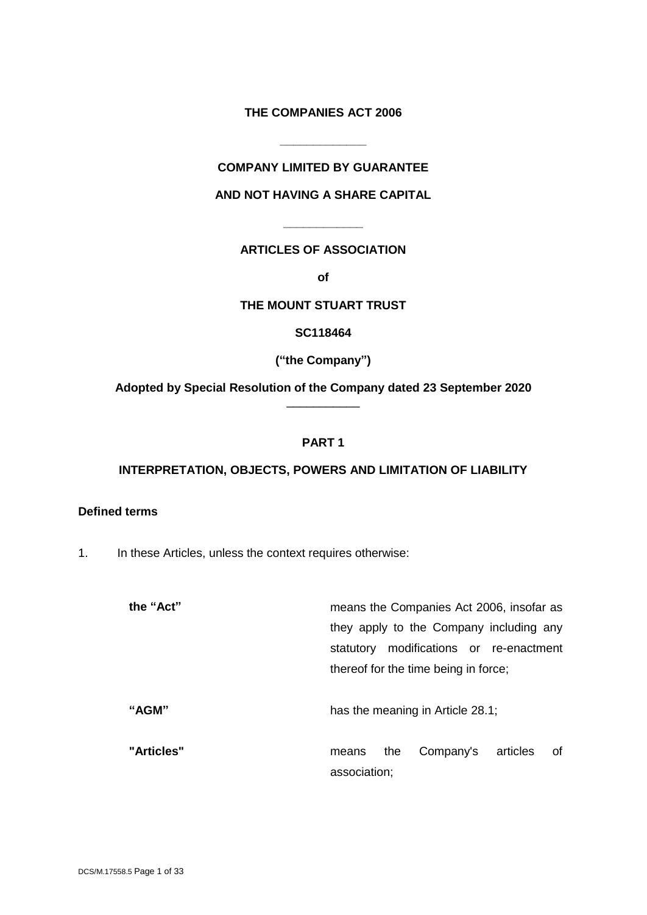**THE COMPANIES ACT 2006**

---

**COMPANY LIMITED BY GUARANTEE**

**AND NOT HAVING A SHARE CAPITAL**

---

**ARTICLES OF ASSOCIATION**

**of**

**THE MOUNT STUART TRUST**

**SC118464**

**("the Company")**

**Adopted by Special Resolution of the Company dated 23 September 2020**

---

## PART 1

## INTERPRETATION, OBJECTS, POWERS AND LIMITATION OF LIABILITY

### Defined terms

1. In these Articles, unless the context requires otherwise:

| | |
|---|---|
| **the "Act"** | means the Companies Act 2006, insofar as they apply to the Company including any statutory modifications or re-enactment thereof for the time being in force; |
| **"AGM"** | has the meaning in Article 28.1; |
| **"Articles"** | means the Company's articles of association; |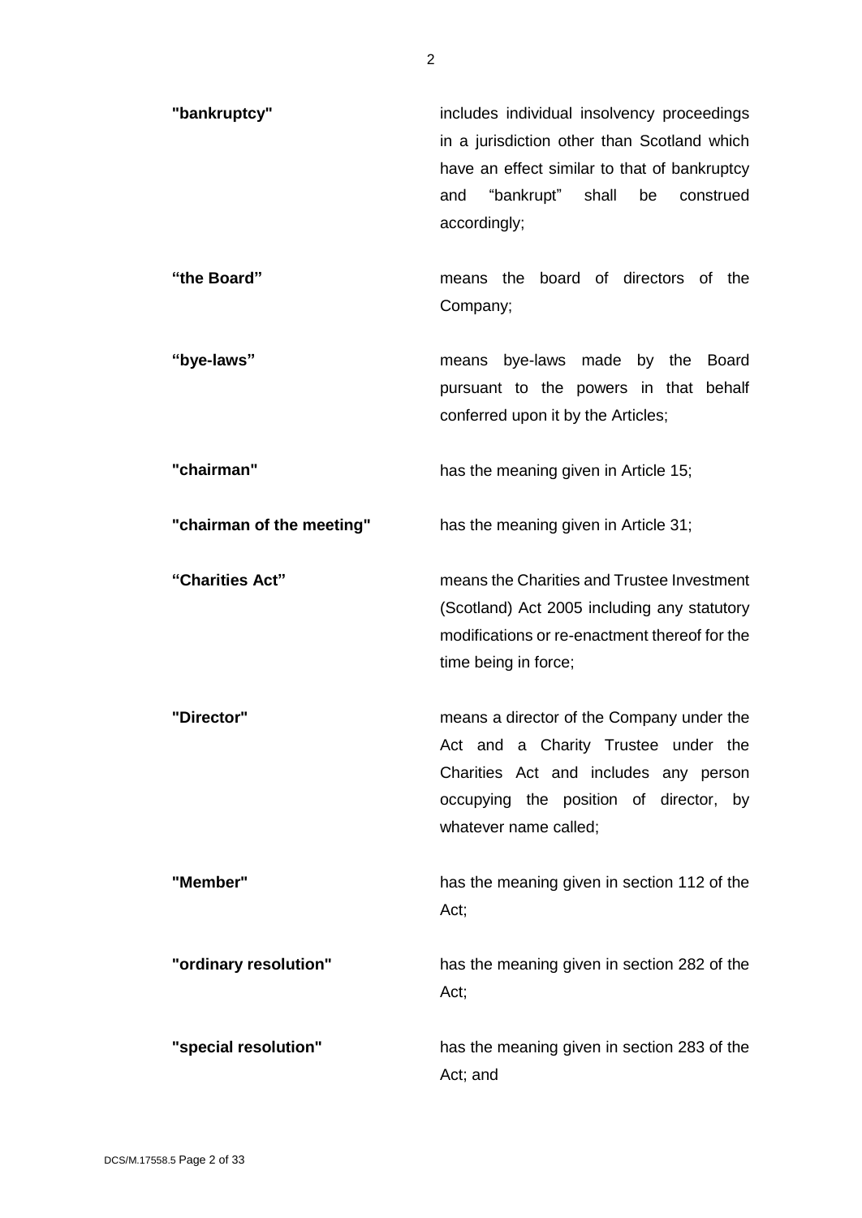| | |
|---|---|
| **"bankruptcy"** | includes individual insolvency proceedings in a jurisdiction other than Scotland which have an effect similar to that of bankruptcy and "bankrupt" shall be construed accordingly; |
| **"the Board"** | means the board of directors of the Company; |
| **"bye-laws"** | means bye-laws made by the Board pursuant to the powers in that behalf conferred upon it by the Articles; |
| **"chairman"** | has the meaning given in Article 15; |
| **"chairman of the meeting"** | has the meaning given in Article 31; |
| **"Charities Act"** | means the Charities and Trustee Investment (Scotland) Act 2005 including any statutory modifications or re-enactment thereof for the time being in force; |
| **"Director"** | means a director of the Company under the Act and a Charity Trustee under the Charities Act and includes any person occupying the position of director, by whatever name called; |
| **"Member"** | has the meaning given in section 112 of the Act; |
| **"ordinary resolution"** | has the meaning given in section 282 of the Act; |
| **"special resolution"** | has the meaning given in section 283 of the Act; and |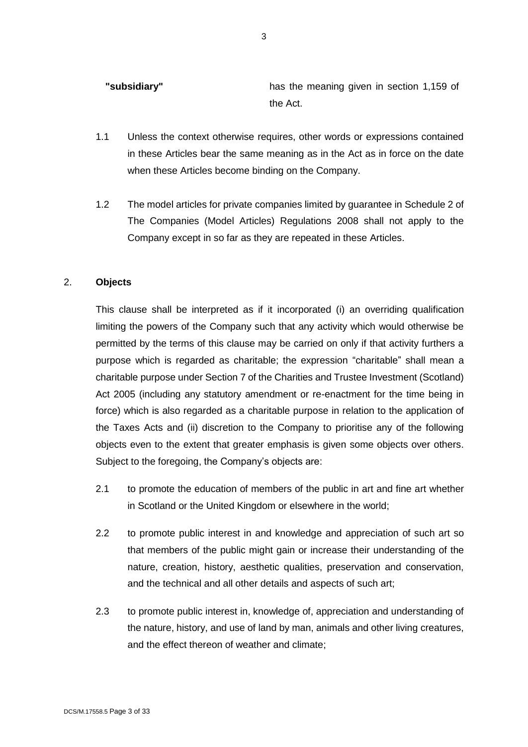**"subsidiary"** has the meaning given in section 1,159 of the Act.

1.1 Unless the context otherwise requires, other words or expressions contained in these Articles bear the same meaning as in the Act as in force on the date when these Articles become binding on the Company.

1.2 The model articles for private companies limited by guarantee in Schedule 2 of The Companies (Model Articles) Regulations 2008 shall not apply to the Company except in so far as they are repeated in these Articles.

## 2. Objects

This clause shall be interpreted as if it incorporated (i) an overriding qualification limiting the powers of the Company such that any activity which would otherwise be permitted by the terms of this clause may be carried on only if that activity furthers a purpose which is regarded as charitable; the expression "charitable" shall mean a charitable purpose under Section 7 of the Charities and Trustee Investment (Scotland) Act 2005 (including any statutory amendment or re-enactment for the time being in force) which is also regarded as a charitable purpose in relation to the application of the Taxes Acts and (ii) discretion to the Company to prioritise any of the following objects even to the extent that greater emphasis is given some objects over others. Subject to the foregoing, the Company's objects are:

2.1 to promote the education of members of the public in art and fine art whether in Scotland or the United Kingdom or elsewhere in the world;

2.2 to promote public interest in and knowledge and appreciation of such art so that members of the public might gain or increase their understanding of the nature, creation, history, aesthetic qualities, preservation and conservation, and the technical and all other details and aspects of such art;

2.3 to promote public interest in, knowledge of, appreciation and understanding of the nature, history, and use of land by man, animals and other living creatures, and the effect thereon of weather and climate;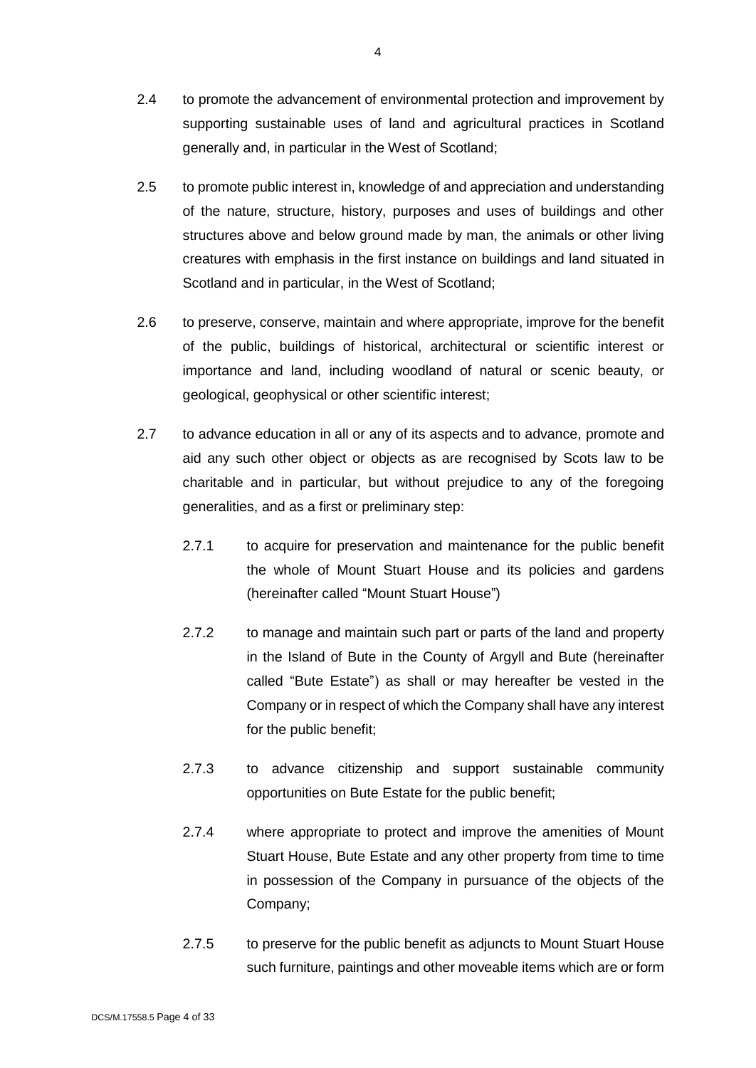2.4 to promote the advancement of environmental protection and improvement by supporting sustainable uses of land and agricultural practices in Scotland generally and, in particular in the West of Scotland;

2.5 to promote public interest in, knowledge of and appreciation and understanding of the nature, structure, history, purposes and uses of buildings and other structures above and below ground made by man, the animals or other living creatures with emphasis in the first instance on buildings and land situated in Scotland and in particular, in the West of Scotland;

2.6 to preserve, conserve, maintain and where appropriate, improve for the benefit of the public, buildings of historical, architectural or scientific interest or importance and land, including woodland of natural or scenic beauty, or geological, geophysical or other scientific interest;

2.7 to advance education in all or any of its aspects and to advance, promote and aid any such other object or objects as are recognised by Scots law to be charitable and in particular, but without prejudice to any of the foregoing generalities, and as a first or preliminary step:

   2.7.1 to acquire for preservation and maintenance for the public benefit the whole of Mount Stuart House and its policies and gardens (hereinafter called "Mount Stuart House")

   2.7.2 to manage and maintain such part or parts of the land and property in the Island of Bute in the County of Argyll and Bute (hereinafter called "Bute Estate") as shall or may hereafter be vested in the Company or in respect of which the Company shall have any interest for the public benefit;

   2.7.3 to advance citizenship and support sustainable community opportunities on Bute Estate for the public benefit;

   2.7.4 where appropriate to protect and improve the amenities of Mount Stuart House, Bute Estate and any other property from time to time in possession of the Company in pursuance of the objects of the Company;

   2.7.5 to preserve for the public benefit as adjuncts to Mount Stuart House such furniture, paintings and other moveable items which are or form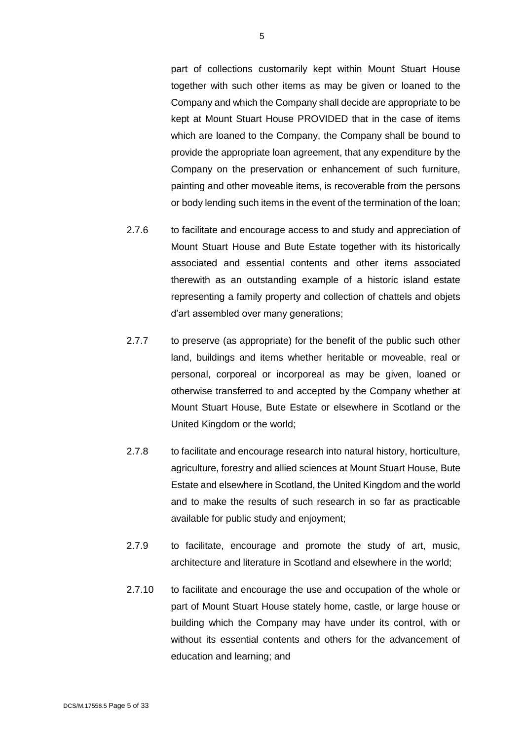part of collections customarily kept within Mount Stuart House together with such other items as may be given or loaned to the Company and which the Company shall decide are appropriate to be kept at Mount Stuart House PROVIDED that in the case of items which are loaned to the Company, the Company shall be bound to provide the appropriate loan agreement, that any expenditure by the Company on the preservation or enhancement of such furniture, painting and other moveable items, is recoverable from the persons or body lending such items in the event of the termination of the loan;

2.7.6 to facilitate and encourage access to and study and appreciation of Mount Stuart House and Bute Estate together with its historically associated and essential contents and other items associated therewith as an outstanding example of a historic island estate representing a family property and collection of chattels and objets d'art assembled over many generations;

2.7.7 to preserve (as appropriate) for the benefit of the public such other land, buildings and items whether heritable or moveable, real or personal, corporeal or incorporeal as may be given, loaned or otherwise transferred to and accepted by the Company whether at Mount Stuart House, Bute Estate or elsewhere in Scotland or the United Kingdom or the world;

2.7.8 to facilitate and encourage research into natural history, horticulture, agriculture, forestry and allied sciences at Mount Stuart House, Bute Estate and elsewhere in Scotland, the United Kingdom and the world and to make the results of such research in so far as practicable available for public study and enjoyment;

2.7.9 to facilitate, encourage and promote the study of art, music, architecture and literature in Scotland and elsewhere in the world;

2.7.10 to facilitate and encourage the use and occupation of the whole or part of Mount Stuart House stately home, castle, or large house or building which the Company may have under its control, with or without its essential contents and others for the advancement of education and learning; and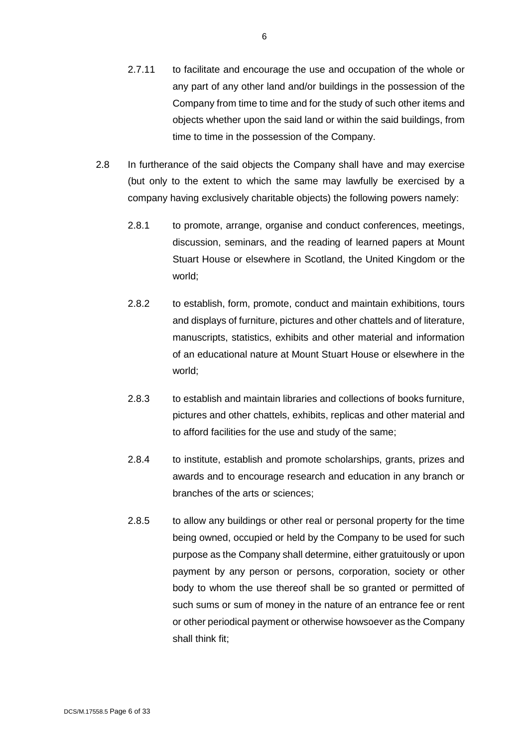2.7.11 to facilitate and encourage the use and occupation of the whole or any part of any other land and/or buildings in the possession of the Company from time to time and for the study of such other items and objects whether upon the said land or within the said buildings, from time to time in the possession of the Company.

2.8 In furtherance of the said objects the Company shall have and may exercise (but only to the extent to which the same may lawfully be exercised by a company having exclusively charitable objects) the following powers namely:

2.8.1 to promote, arrange, organise and conduct conferences, meetings, discussion, seminars, and the reading of learned papers at Mount Stuart House or elsewhere in Scotland, the United Kingdom or the world;

2.8.2 to establish, form, promote, conduct and maintain exhibitions, tours and displays of furniture, pictures and other chattels and of literature, manuscripts, statistics, exhibits and other material and information of an educational nature at Mount Stuart House or elsewhere in the world;

2.8.3 to establish and maintain libraries and collections of books furniture, pictures and other chattels, exhibits, replicas and other material and to afford facilities for the use and study of the same;

2.8.4 to institute, establish and promote scholarships, grants, prizes and awards and to encourage research and education in any branch or branches of the arts or sciences;

2.8.5 to allow any buildings or other real or personal property for the time being owned, occupied or held by the Company to be used for such purpose as the Company shall determine, either gratuitously or upon payment by any person or persons, corporation, society or other body to whom the use thereof shall be so granted or permitted of such sums or sum of money in the nature of an entrance fee or rent or other periodical payment or otherwise howsoever as the Company shall think fit;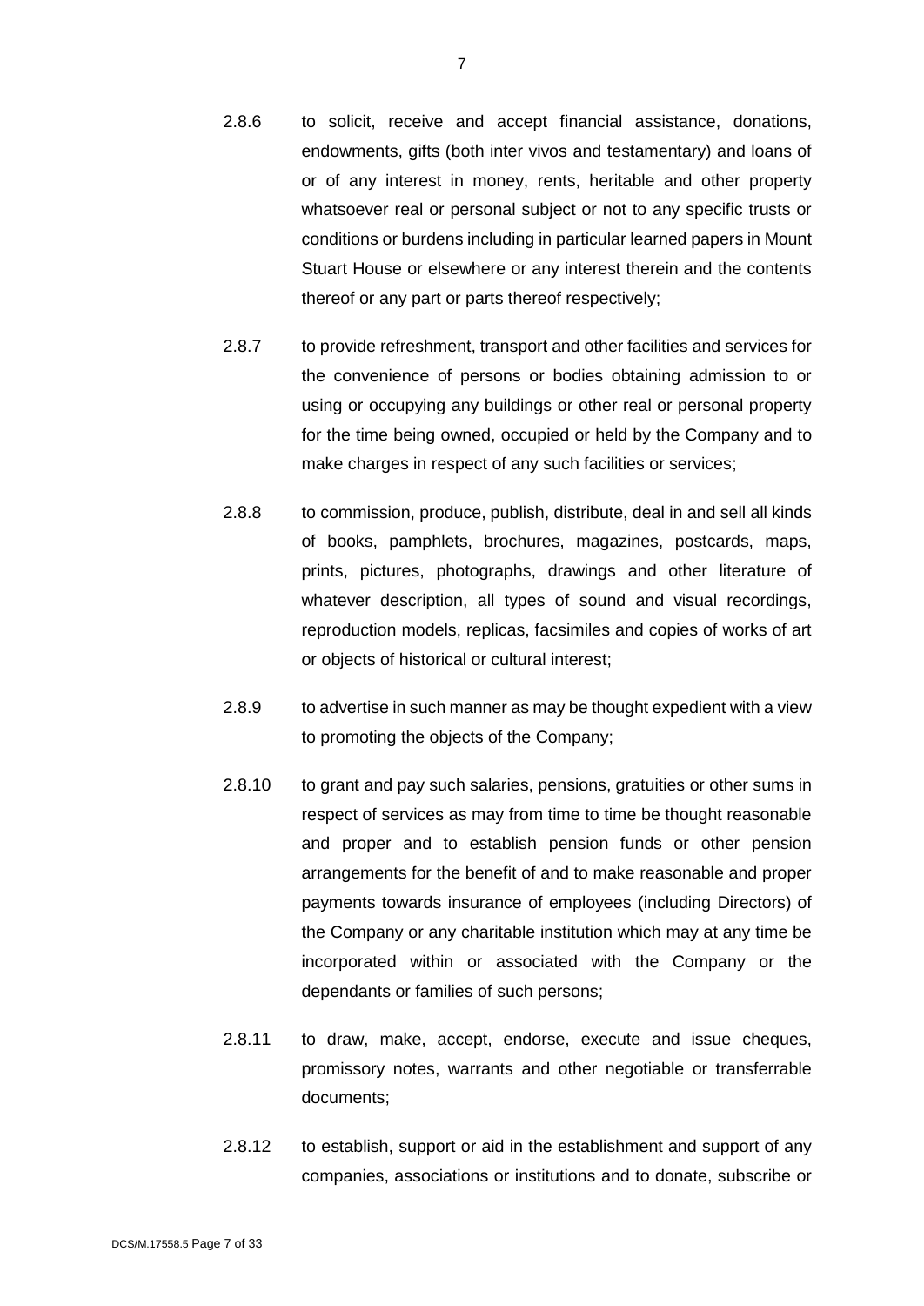2.8.6 to solicit, receive and accept financial assistance, donations, endowments, gifts (both inter vivos and testamentary) and loans of or of any interest in money, rents, heritable and other property whatsoever real or personal subject or not to any specific trusts or conditions or burdens including in particular learned papers in Mount Stuart House or elsewhere or any interest therein and the contents thereof or any part or parts thereof respectively;

2.8.7 to provide refreshment, transport and other facilities and services for the convenience of persons or bodies obtaining admission to or using or occupying any buildings or other real or personal property for the time being owned, occupied or held by the Company and to make charges in respect of any such facilities or services;

2.8.8 to commission, produce, publish, distribute, deal in and sell all kinds of books, pamphlets, brochures, magazines, postcards, maps, prints, pictures, photographs, drawings and other literature of whatever description, all types of sound and visual recordings, reproduction models, replicas, facsimiles and copies of works of art or objects of historical or cultural interest;

2.8.9 to advertise in such manner as may be thought expedient with a view to promoting the objects of the Company;

2.8.10 to grant and pay such salaries, pensions, gratuities or other sums in respect of services as may from time to time be thought reasonable and proper and to establish pension funds or other pension arrangements for the benefit of and to make reasonable and proper payments towards insurance of employees (including Directors) of the Company or any charitable institution which may at any time be incorporated within or associated with the Company or the dependants or families of such persons;

2.8.11 to draw, make, accept, endorse, execute and issue cheques, promissory notes, warrants and other negotiable or transferrable documents;

2.8.12 to establish, support or aid in the establishment and support of any companies, associations or institutions and to donate, subscribe or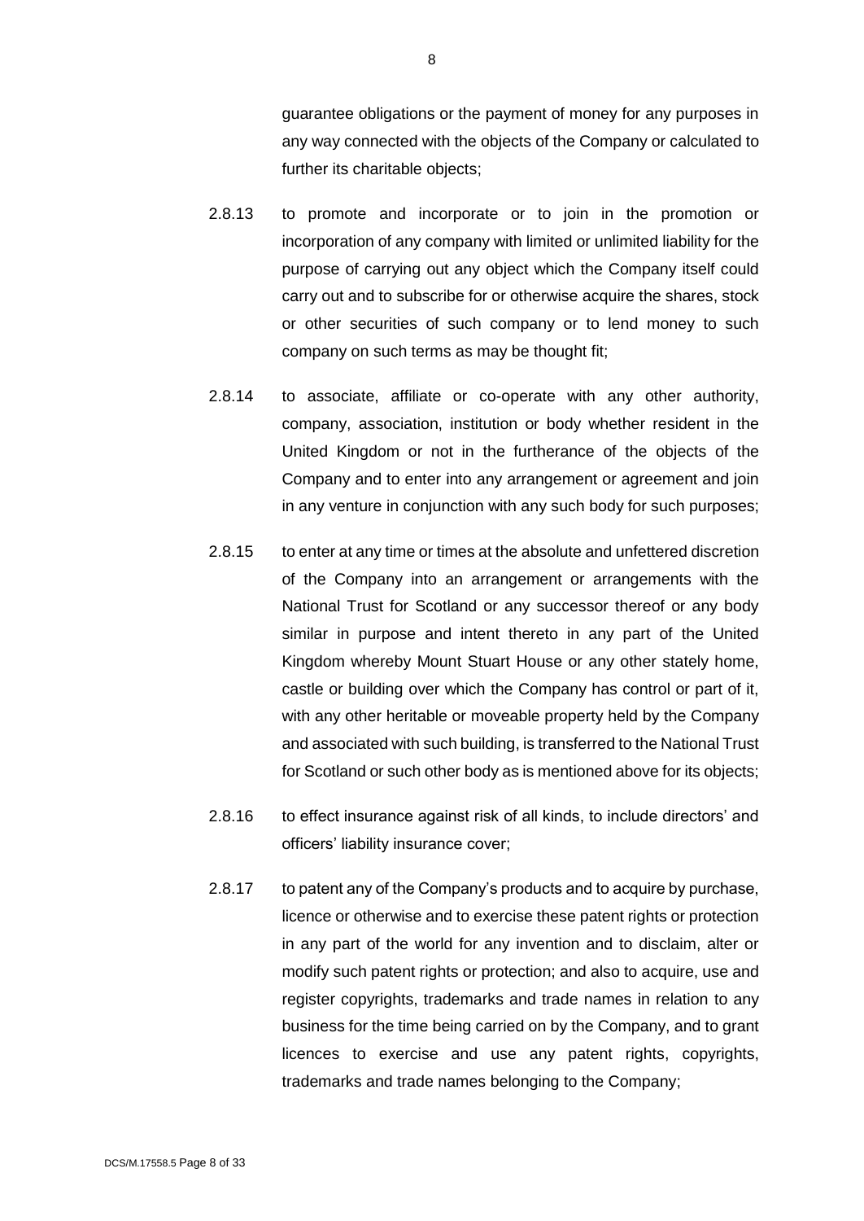guarantee obligations or the payment of money for any purposes in any way connected with the objects of the Company or calculated to further its charitable objects;

2.8.13 to promote and incorporate or to join in the promotion or incorporation of any company with limited or unlimited liability for the purpose of carrying out any object which the Company itself could carry out and to subscribe for or otherwise acquire the shares, stock or other securities of such company or to lend money to such company on such terms as may be thought fit;

2.8.14 to associate, affiliate or co-operate with any other authority, company, association, institution or body whether resident in the United Kingdom or not in the furtherance of the objects of the Company and to enter into any arrangement or agreement and join in any venture in conjunction with any such body for such purposes;

2.8.15 to enter at any time or times at the absolute and unfettered discretion of the Company into an arrangement or arrangements with the National Trust for Scotland or any successor thereof or any body similar in purpose and intent thereto in any part of the United Kingdom whereby Mount Stuart House or any other stately home, castle or building over which the Company has control or part of it, with any other heritable or moveable property held by the Company and associated with such building, is transferred to the National Trust for Scotland or such other body as is mentioned above for its objects;

2.8.16 to effect insurance against risk of all kinds, to include directors' and officers' liability insurance cover;

2.8.17 to patent any of the Company's products and to acquire by purchase, licence or otherwise and to exercise these patent rights or protection in any part of the world for any invention and to disclaim, alter or modify such patent rights or protection; and also to acquire, use and register copyrights, trademarks and trade names in relation to any business for the time being carried on by the Company, and to grant licences to exercise and use any patent rights, copyrights, trademarks and trade names belonging to the Company;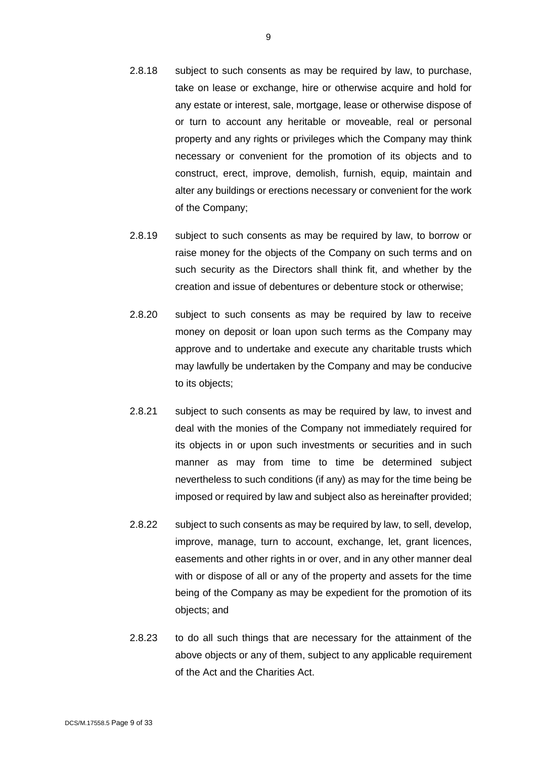2.8.18 subject to such consents as may be required by law, to purchase, take on lease or exchange, hire or otherwise acquire and hold for any estate or interest, sale, mortgage, lease or otherwise dispose of or turn to account any heritable or moveable, real or personal property and any rights or privileges which the Company may think necessary or convenient for the promotion of its objects and to construct, erect, improve, demolish, furnish, equip, maintain and alter any buildings or erections necessary or convenient for the work of the Company;

2.8.19 subject to such consents as may be required by law, to borrow or raise money for the objects of the Company on such terms and on such security as the Directors shall think fit, and whether by the creation and issue of debentures or debenture stock or otherwise;

2.8.20 subject to such consents as may be required by law to receive money on deposit or loan upon such terms as the Company may approve and to undertake and execute any charitable trusts which may lawfully be undertaken by the Company and may be conducive to its objects;

2.8.21 subject to such consents as may be required by law, to invest and deal with the monies of the Company not immediately required for its objects in or upon such investments or securities and in such manner as may from time to time be determined subject nevertheless to such conditions (if any) as may for the time being be imposed or required by law and subject also as hereinafter provided;

2.8.22 subject to such consents as may be required by law, to sell, develop, improve, manage, turn to account, exchange, let, grant licences, easements and other rights in or over, and in any other manner deal with or dispose of all or any of the property and assets for the time being of the Company as may be expedient for the promotion of its objects; and

2.8.23 to do all such things that are necessary for the attainment of the above objects or any of them, subject to any applicable requirement of the Act and the Charities Act.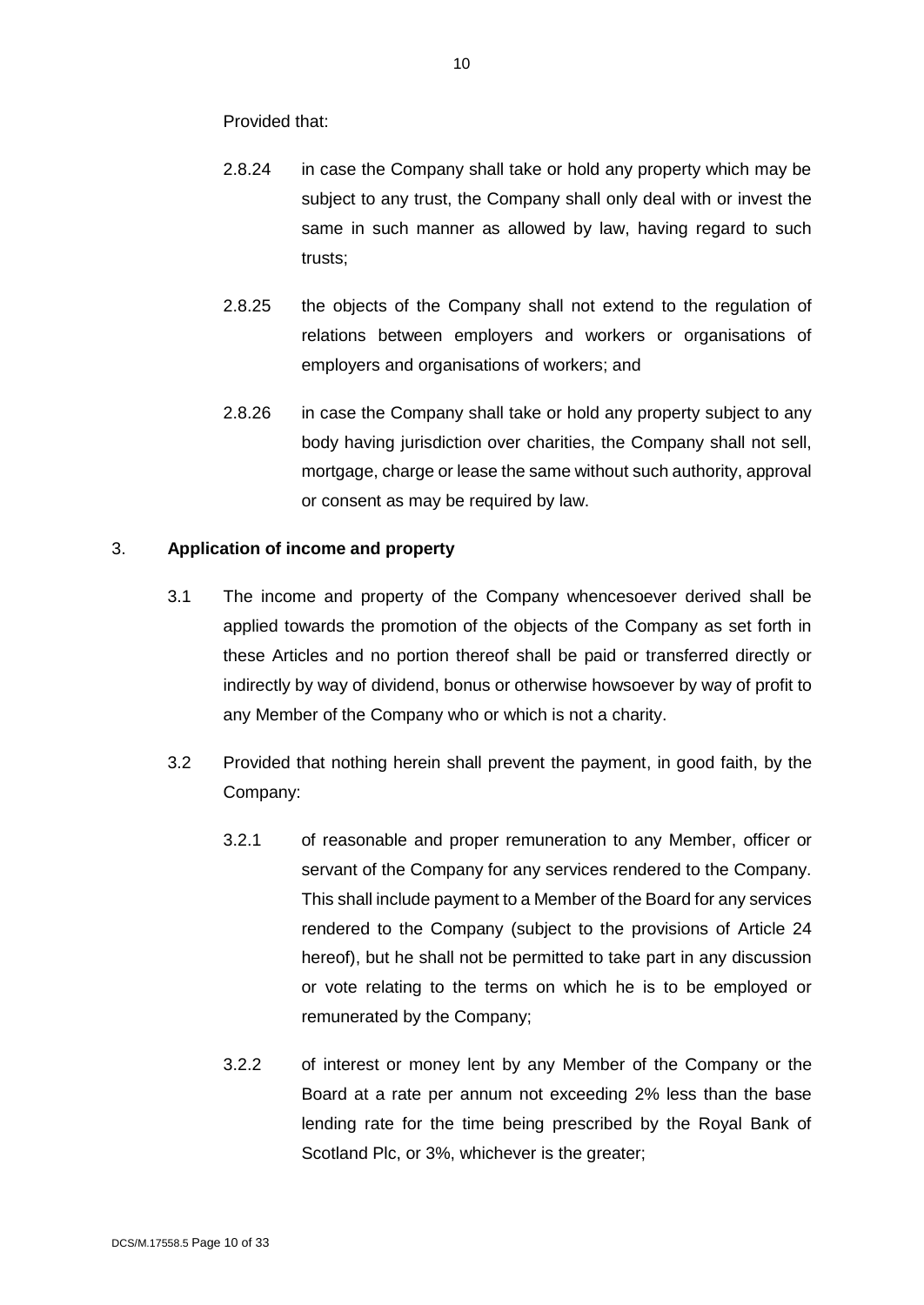Provided that:

2.8.24 in case the Company shall take or hold any property which may be subject to any trust, the Company shall only deal with or invest the same in such manner as allowed by law, having regard to such trusts;

2.8.25 the objects of the Company shall not extend to the regulation of relations between employers and workers or organisations of employers and organisations of workers; and

2.8.26 in case the Company shall take or hold any property subject to any body having jurisdiction over charities, the Company shall not sell, mortgage, charge or lease the same without such authority, approval or consent as may be required by law.

3. **Application of income and property**

3.1 The income and property of the Company whencesoever derived shall be applied towards the promotion of the objects of the Company as set forth in these Articles and no portion thereof shall be paid or transferred directly or indirectly by way of dividend, bonus or otherwise howsoever by way of profit to any Member of the Company who or which is not a charity.

3.2 Provided that nothing herein shall prevent the payment, in good faith, by the Company:

3.2.1 of reasonable and proper remuneration to any Member, officer or servant of the Company for any services rendered to the Company. This shall include payment to a Member of the Board for any services rendered to the Company (subject to the provisions of Article 24 hereof), but he shall not be permitted to take part in any discussion or vote relating to the terms on which he is to be employed or remunerated by the Company;

3.2.2 of interest or money lent by any Member of the Company or the Board at a rate per annum not exceeding 2% less than the base lending rate for the time being prescribed by the Royal Bank of Scotland Plc, or 3%, whichever is the greater;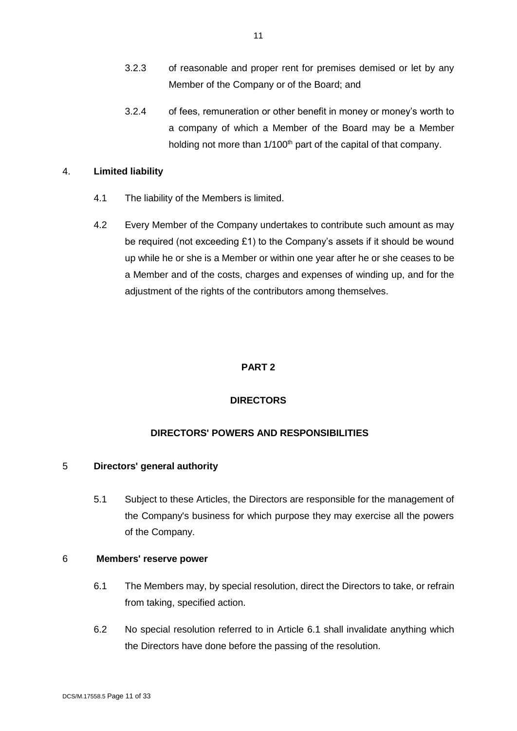3.2.3 of reasonable and proper rent for premises demised or let by any Member of the Company or of the Board; and

3.2.4 of fees, remuneration or other benefit in money or money's worth to a company of which a Member of the Board may be a Member holding not more than 1/100th part of the capital of that company.

4. **Limited liability**

4.1 The liability of the Members is limited.

4.2 Every Member of the Company undertakes to contribute such amount as may be required (not exceeding £1) to the Company's assets if it should be wound up while he or she is a Member or within one year after he or she ceases to be a Member and of the costs, charges and expenses of winding up, and for the adjustment of the rights of the contributors among themselves.

## PART 2

## DIRECTORS

### DIRECTORS' POWERS AND RESPONSIBILITIES

5 **Directors' general authority**

5.1 Subject to these Articles, the Directors are responsible for the management of the Company's business for which purpose they may exercise all the powers of the Company.

6 **Members' reserve power**

6.1 The Members may, by special resolution, direct the Directors to take, or refrain from taking, specified action.

6.2 No special resolution referred to in Article 6.1 shall invalidate anything which the Directors have done before the passing of the resolution.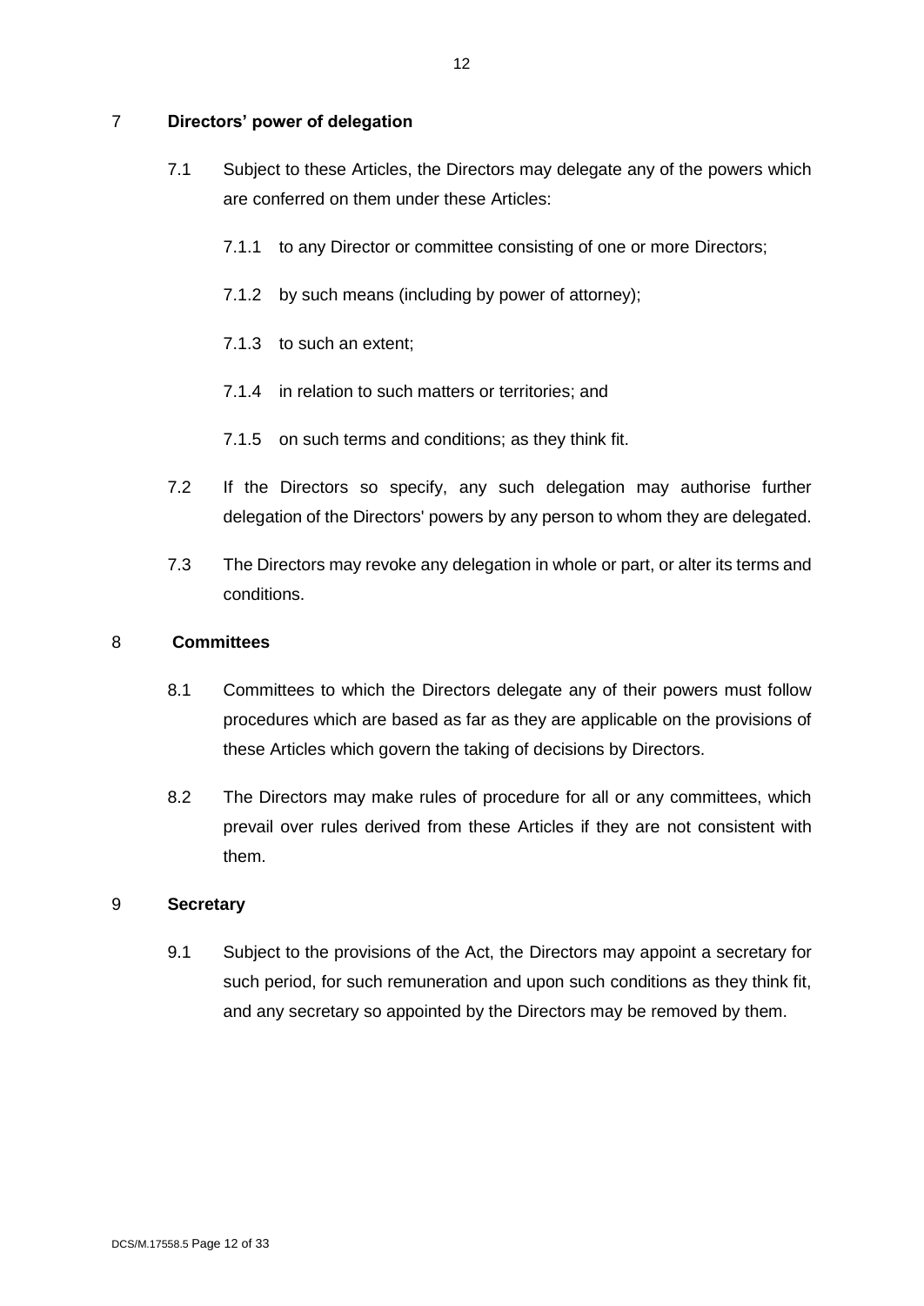## 7 Directors' power of delegation

7.1 Subject to these Articles, the Directors may delegate any of the powers which are conferred on them under these Articles:

7.1.1 to any Director or committee consisting of one or more Directors;

7.1.2 by such means (including by power of attorney);

7.1.3 to such an extent;

7.1.4 in relation to such matters or territories; and

7.1.5 on such terms and conditions; as they think fit.

7.2 If the Directors so specify, any such delegation may authorise further delegation of the Directors' powers by any person to whom they are delegated.

7.3 The Directors may revoke any delegation in whole or part, or alter its terms and conditions.

## 8 Committees

8.1 Committees to which the Directors delegate any of their powers must follow procedures which are based as far as they are applicable on the provisions of these Articles which govern the taking of decisions by Directors.

8.2 The Directors may make rules of procedure for all or any committees, which prevail over rules derived from these Articles if they are not consistent with them.

## 9 Secretary

9.1 Subject to the provisions of the Act, the Directors may appoint a secretary for such period, for such remuneration and upon such conditions as they think fit, and any secretary so appointed by the Directors may be removed by them.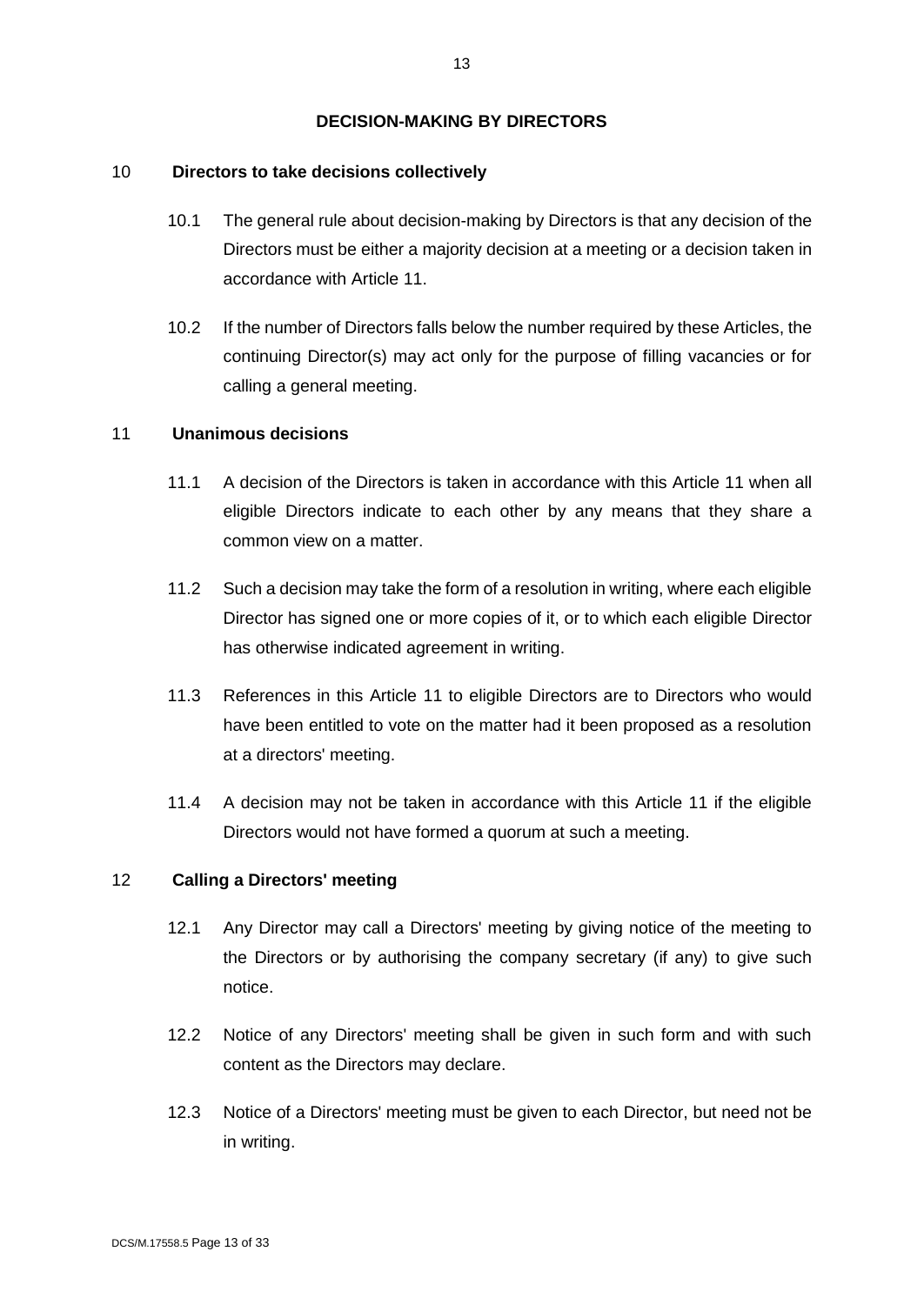## DECISION-MAKING BY DIRECTORS

### 10 Directors to take decisions collectively

10.1 The general rule about decision-making by Directors is that any decision of the Directors must be either a majority decision at a meeting or a decision taken in accordance with Article 11.

10.2 If the number of Directors falls below the number required by these Articles, the continuing Director(s) may act only for the purpose of filling vacancies or for calling a general meeting.

### 11 Unanimous decisions

11.1 A decision of the Directors is taken in accordance with this Article 11 when all eligible Directors indicate to each other by any means that they share a common view on a matter.

11.2 Such a decision may take the form of a resolution in writing, where each eligible Director has signed one or more copies of it, or to which each eligible Director has otherwise indicated agreement in writing.

11.3 References in this Article 11 to eligible Directors are to Directors who would have been entitled to vote on the matter had it been proposed as a resolution at a directors' meeting.

11.4 A decision may not be taken in accordance with this Article 11 if the eligible Directors would not have formed a quorum at such a meeting.

### 12 Calling a Directors' meeting

12.1 Any Director may call a Directors' meeting by giving notice of the meeting to the Directors or by authorising the company secretary (if any) to give such notice.

12.2 Notice of any Directors' meeting shall be given in such form and with such content as the Directors may declare.

12.3 Notice of a Directors' meeting must be given to each Director, but need not be in writing.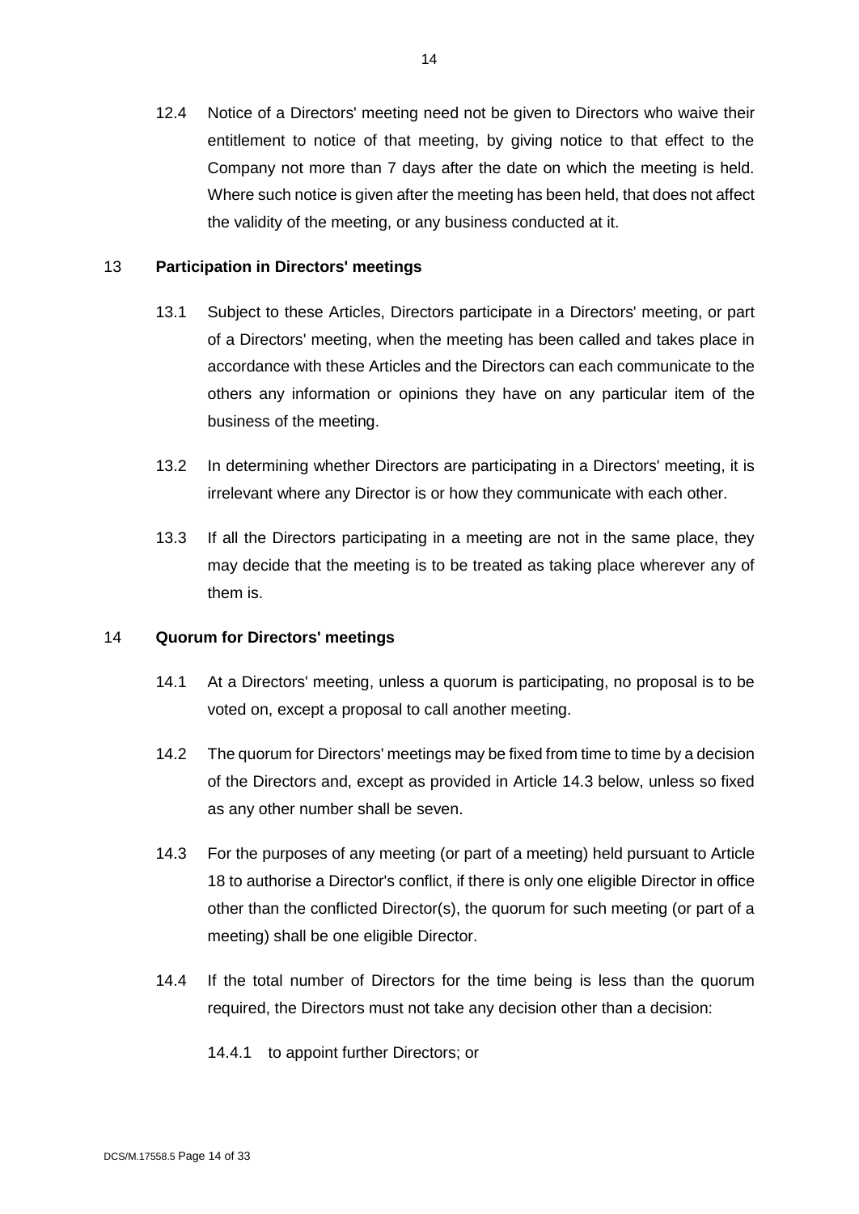12.4 Notice of a Directors' meeting need not be given to Directors who waive their entitlement to notice of that meeting, by giving notice to that effect to the Company not more than 7 days after the date on which the meeting is held. Where such notice is given after the meeting has been held, that does not affect the validity of the meeting, or any business conducted at it.

## 13 Participation in Directors' meetings

13.1 Subject to these Articles, Directors participate in a Directors' meeting, or part of a Directors' meeting, when the meeting has been called and takes place in accordance with these Articles and the Directors can each communicate to the others any information or opinions they have on any particular item of the business of the meeting.

13.2 In determining whether Directors are participating in a Directors' meeting, it is irrelevant where any Director is or how they communicate with each other.

13.3 If all the Directors participating in a meeting are not in the same place, they may decide that the meeting is to be treated as taking place wherever any of them is.

## 14 Quorum for Directors' meetings

14.1 At a Directors' meeting, unless a quorum is participating, no proposal is to be voted on, except a proposal to call another meeting.

14.2 The quorum for Directors' meetings may be fixed from time to time by a decision of the Directors and, except as provided in Article 14.3 below, unless so fixed as any other number shall be seven.

14.3 For the purposes of any meeting (or part of a meeting) held pursuant to Article 18 to authorise a Director's conflict, if there is only one eligible Director in office other than the conflicted Director(s), the quorum for such meeting (or part of a meeting) shall be one eligible Director.

14.4 If the total number of Directors for the time being is less than the quorum required, the Directors must not take any decision other than a decision:

14.4.1 to appoint further Directors; or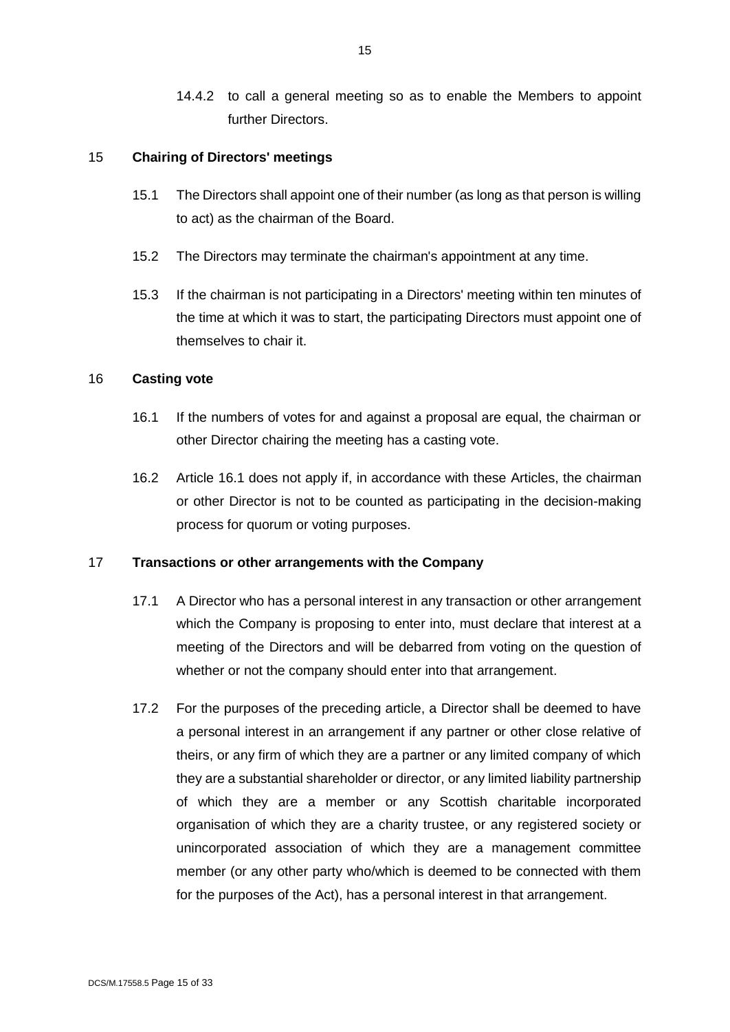14.4.2 to call a general meeting so as to enable the Members to appoint further Directors.

## 15 Chairing of Directors' meetings

15.1 The Directors shall appoint one of their number (as long as that person is willing to act) as the chairman of the Board.

15.2 The Directors may terminate the chairman's appointment at any time.

15.3 If the chairman is not participating in a Directors' meeting within ten minutes of the time at which it was to start, the participating Directors must appoint one of themselves to chair it.

## 16 Casting vote

16.1 If the numbers of votes for and against a proposal are equal, the chairman or other Director chairing the meeting has a casting vote.

16.2 Article 16.1 does not apply if, in accordance with these Articles, the chairman or other Director is not to be counted as participating in the decision-making process for quorum or voting purposes.

## 17 Transactions or other arrangements with the Company

17.1 A Director who has a personal interest in any transaction or other arrangement which the Company is proposing to enter into, must declare that interest at a meeting of the Directors and will be debarred from voting on the question of whether or not the company should enter into that arrangement.

17.2 For the purposes of the preceding article, a Director shall be deemed to have a personal interest in an arrangement if any partner or other close relative of theirs, or any firm of which they are a partner or any limited company of which they are a substantial shareholder or director, or any limited liability partnership of which they are a member or any Scottish charitable incorporated organisation of which they are a charity trustee, or any registered society or unincorporated association of which they are a management committee member (or any other party who/which is deemed to be connected with them for the purposes of the Act), has a personal interest in that arrangement.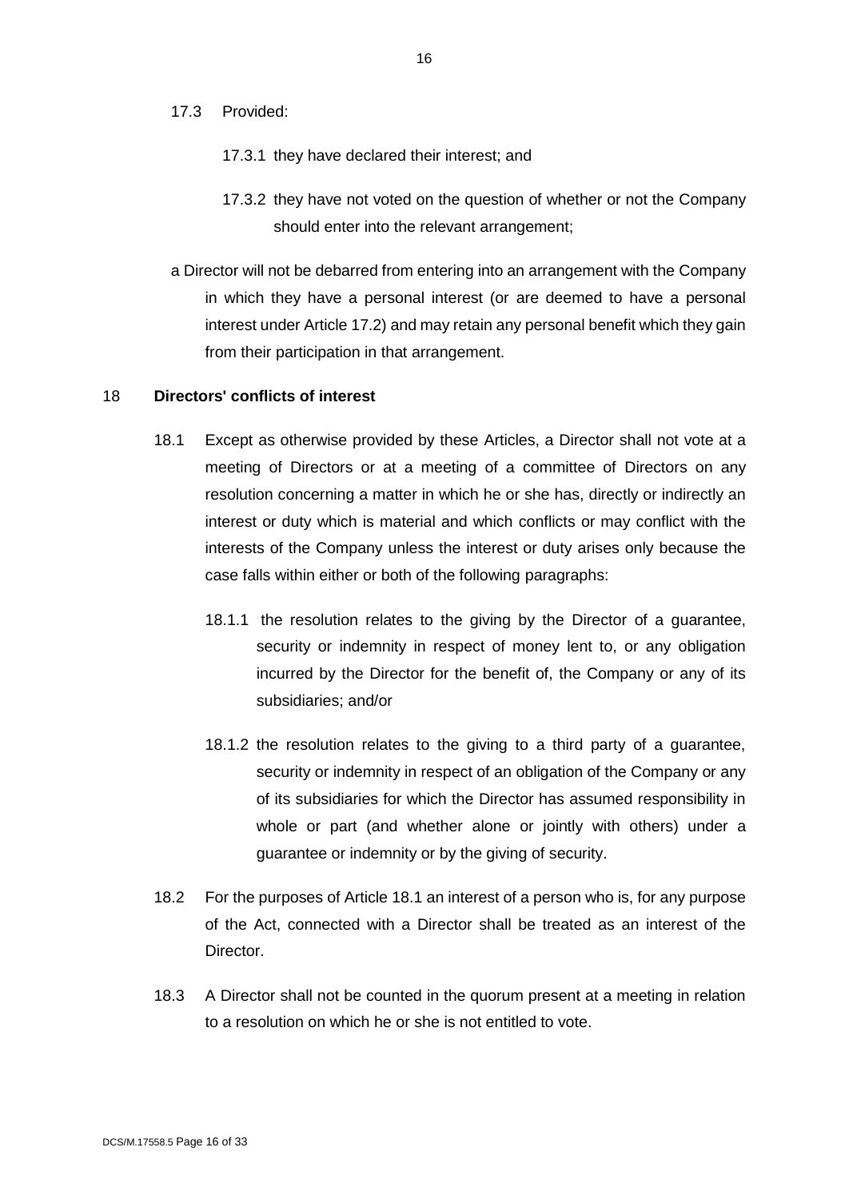17.3 Provided:

17.3.1 they have declared their interest; and

17.3.2 they have not voted on the question of whether or not the Company should enter into the relevant arrangement;

a Director will not be debarred from entering into an arrangement with the Company in which they have a personal interest (or are deemed to have a personal interest under Article 17.2) and may retain any personal benefit which they gain from their participation in that arrangement.

## 18 Directors' conflicts of interest

18.1 Except as otherwise provided by these Articles, a Director shall not vote at a meeting of Directors or at a meeting of a committee of Directors on any resolution concerning a matter in which he or she has, directly or indirectly an interest or duty which is material and which conflicts or may conflict with the interests of the Company unless the interest or duty arises only because the case falls within either or both of the following paragraphs:

18.1.1 the resolution relates to the giving by the Director of a guarantee, security or indemnity in respect of money lent to, or any obligation incurred by the Director for the benefit of, the Company or any of its subsidiaries; and/or

18.1.2 the resolution relates to the giving to a third party of a guarantee, security or indemnity in respect of an obligation of the Company or any of its subsidiaries for which the Director has assumed responsibility in whole or part (and whether alone or jointly with others) under a guarantee or indemnity or by the giving of security.

18.2 For the purposes of Article 18.1 an interest of a person who is, for any purpose of the Act, connected with a Director shall be treated as an interest of the Director.

18.3 A Director shall not be counted in the quorum present at a meeting in relation to a resolution on which he or she is not entitled to vote.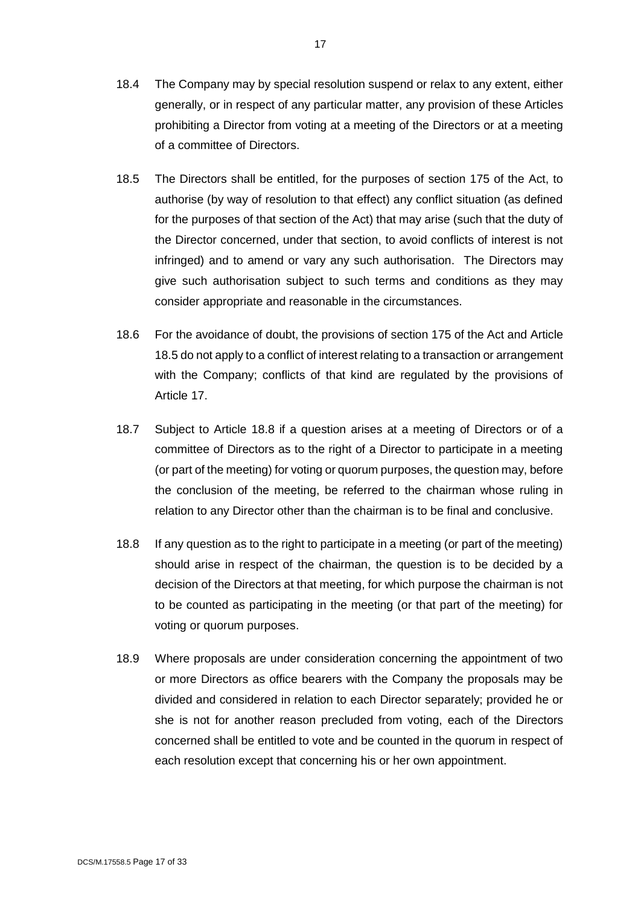18.4 The Company may by special resolution suspend or relax to any extent, either generally, or in respect of any particular matter, any provision of these Articles prohibiting a Director from voting at a meeting of the Directors or at a meeting of a committee of Directors.

18.5 The Directors shall be entitled, for the purposes of section 175 of the Act, to authorise (by way of resolution to that effect) any conflict situation (as defined for the purposes of that section of the Act) that may arise (such that the duty of the Director concerned, under that section, to avoid conflicts of interest is not infringed) and to amend or vary any such authorisation. The Directors may give such authorisation subject to such terms and conditions as they may consider appropriate and reasonable in the circumstances.

18.6 For the avoidance of doubt, the provisions of section 175 of the Act and Article 18.5 do not apply to a conflict of interest relating to a transaction or arrangement with the Company; conflicts of that kind are regulated by the provisions of Article 17.

18.7 Subject to Article 18.8 if a question arises at a meeting of Directors or of a committee of Directors as to the right of a Director to participate in a meeting (or part of the meeting) for voting or quorum purposes, the question may, before the conclusion of the meeting, be referred to the chairman whose ruling in relation to any Director other than the chairman is to be final and conclusive.

18.8 If any question as to the right to participate in a meeting (or part of the meeting) should arise in respect of the chairman, the question is to be decided by a decision of the Directors at that meeting, for which purpose the chairman is not to be counted as participating in the meeting (or that part of the meeting) for voting or quorum purposes.

18.9 Where proposals are under consideration concerning the appointment of two or more Directors as office bearers with the Company the proposals may be divided and considered in relation to each Director separately; provided he or she is not for another reason precluded from voting, each of the Directors concerned shall be entitled to vote and be counted in the quorum in respect of each resolution except that concerning his or her own appointment.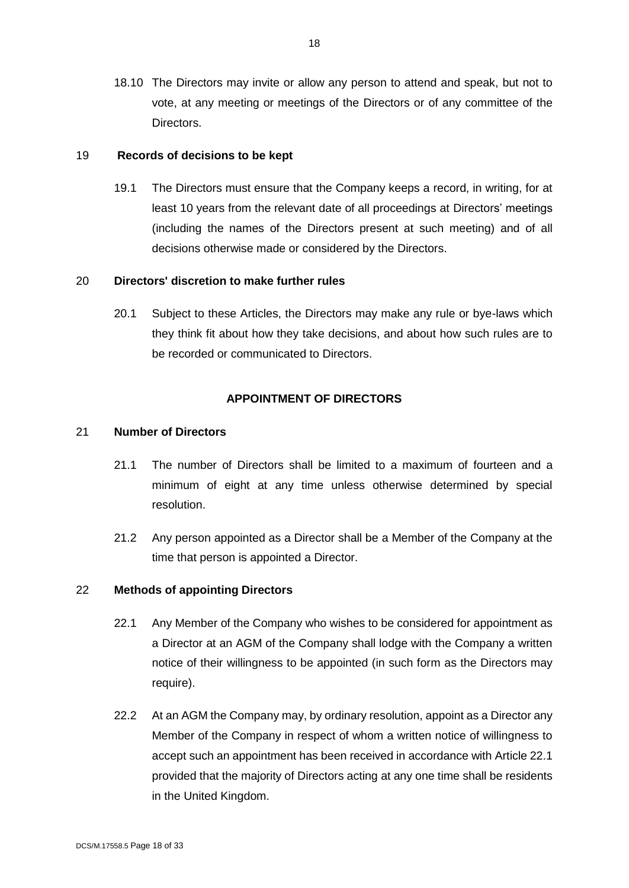18.10 The Directors may invite or allow any person to attend and speak, but not to vote, at any meeting or meetings of the Directors or of any committee of the Directors.

## 19 Records of decisions to be kept

19.1 The Directors must ensure that the Company keeps a record, in writing, for at least 10 years from the relevant date of all proceedings at Directors' meetings (including the names of the Directors present at such meeting) and of all decisions otherwise made or considered by the Directors.

## 20 Directors' discretion to make further rules

20.1 Subject to these Articles, the Directors may make any rule or bye-laws which they think fit about how they take decisions, and about how such rules are to be recorded or communicated to Directors.

# APPOINTMENT OF DIRECTORS

## 21 Number of Directors

21.1 The number of Directors shall be limited to a maximum of fourteen and a minimum of eight at any time unless otherwise determined by special resolution.

21.2 Any person appointed as a Director shall be a Member of the Company at the time that person is appointed a Director.

## 22 Methods of appointing Directors

22.1 Any Member of the Company who wishes to be considered for appointment as a Director at an AGM of the Company shall lodge with the Company a written notice of their willingness to be appointed (in such form as the Directors may require).

22.2 At an AGM the Company may, by ordinary resolution, appoint as a Director any Member of the Company in respect of whom a written notice of willingness to accept such an appointment has been received in accordance with Article 22.1 provided that the majority of Directors acting at any one time shall be residents in the United Kingdom.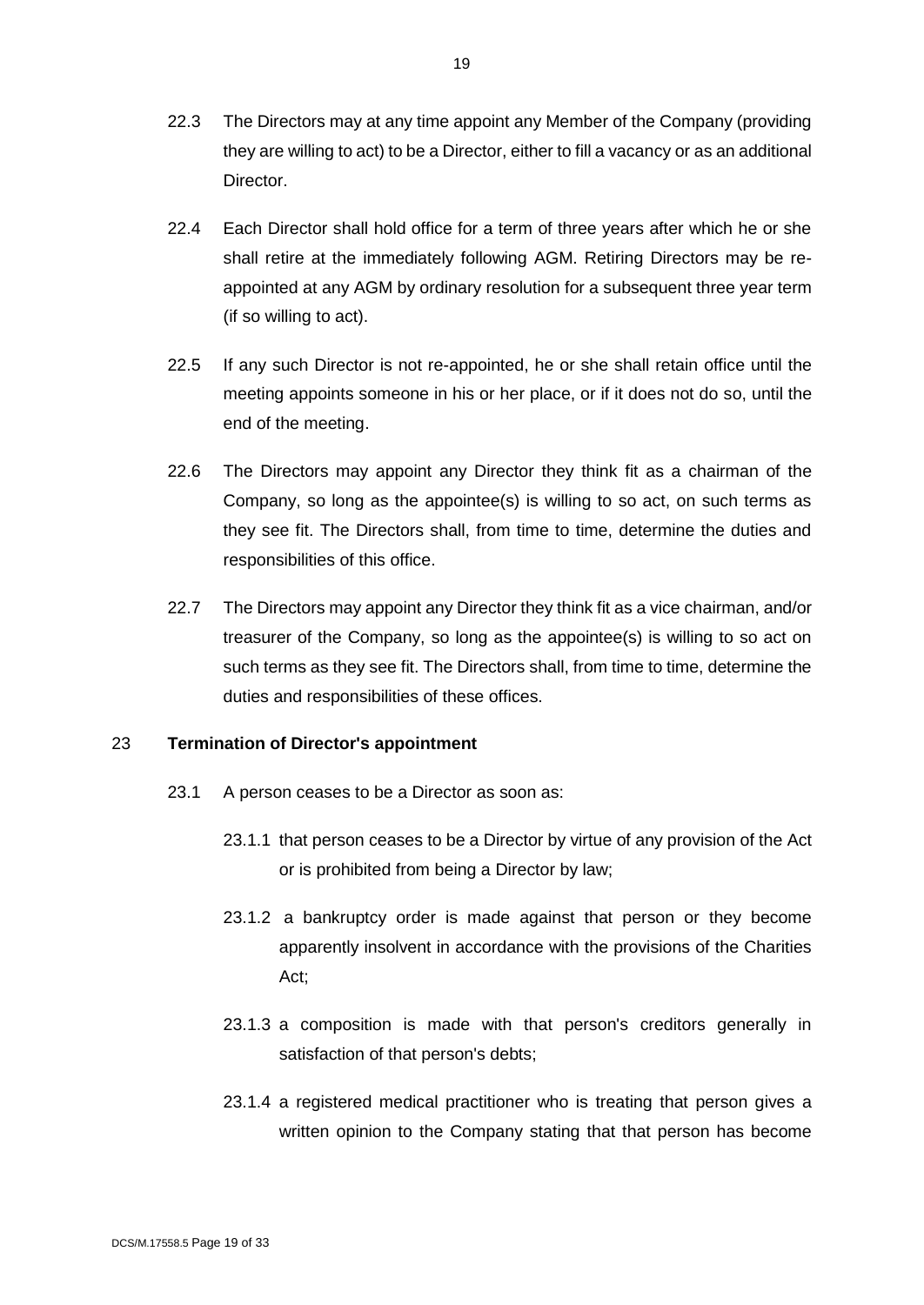22.3 The Directors may at any time appoint any Member of the Company (providing they are willing to act) to be a Director, either to fill a vacancy or as an additional Director.

22.4 Each Director shall hold office for a term of three years after which he or she shall retire at the immediately following AGM. Retiring Directors may be re-appointed at any AGM by ordinary resolution for a subsequent three year term (if so willing to act).

22.5 If any such Director is not re-appointed, he or she shall retain office until the meeting appoints someone in his or her place, or if it does not do so, until the end of the meeting.

22.6 The Directors may appoint any Director they think fit as a chairman of the Company, so long as the appointee(s) is willing to so act, on such terms as they see fit. The Directors shall, from time to time, determine the duties and responsibilities of this office.

22.7 The Directors may appoint any Director they think fit as a vice chairman, and/or treasurer of the Company, so long as the appointee(s) is willing to so act on such terms as they see fit. The Directors shall, from time to time, determine the duties and responsibilities of these offices.

## 23 Termination of Director's appointment

23.1 A person ceases to be a Director as soon as:

23.1.1 that person ceases to be a Director by virtue of any provision of the Act or is prohibited from being a Director by law;

23.1.2 a bankruptcy order is made against that person or they become apparently insolvent in accordance with the provisions of the Charities Act;

23.1.3 a composition is made with that person's creditors generally in satisfaction of that person's debts;

23.1.4 a registered medical practitioner who is treating that person gives a written opinion to the Company stating that that person has become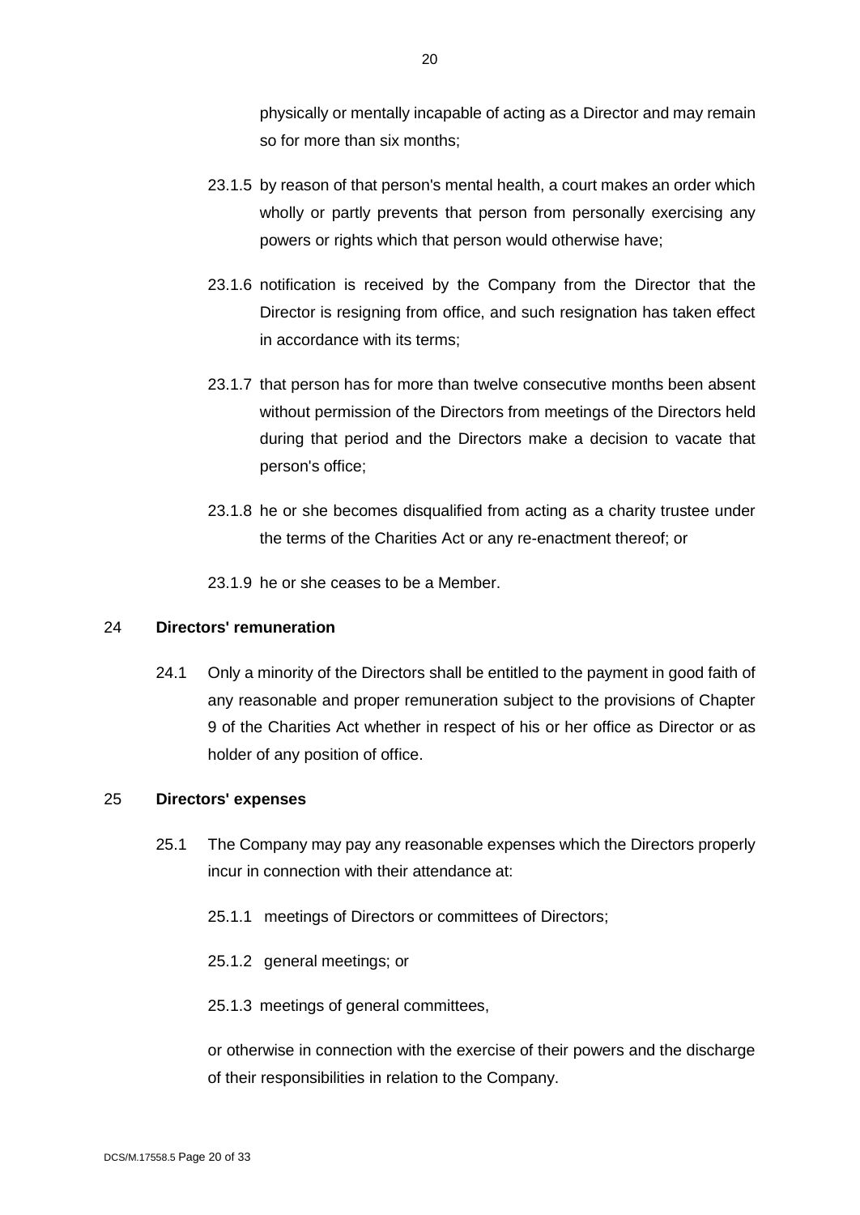physically or mentally incapable of acting as a Director and may remain so for more than six months;

23.1.5 by reason of that person's mental health, a court makes an order which wholly or partly prevents that person from personally exercising any powers or rights which that person would otherwise have;

23.1.6 notification is received by the Company from the Director that the Director is resigning from office, and such resignation has taken effect in accordance with its terms;

23.1.7 that person has for more than twelve consecutive months been absent without permission of the Directors from meetings of the Directors held during that period and the Directors make a decision to vacate that person's office;

23.1.8 he or she becomes disqualified from acting as a charity trustee under the terms of the Charities Act or any re-enactment thereof; or

23.1.9 he or she ceases to be a Member.

## 24 Directors' remuneration

24.1 Only a minority of the Directors shall be entitled to the payment in good faith of any reasonable and proper remuneration subject to the provisions of Chapter 9 of the Charities Act whether in respect of his or her office as Director or as holder of any position of office.

## 25 Directors' expenses

25.1 The Company may pay any reasonable expenses which the Directors properly incur in connection with their attendance at:

25.1.1 meetings of Directors or committees of Directors;

25.1.2 general meetings; or

25.1.3 meetings of general committees,

or otherwise in connection with the exercise of their powers and the discharge of their responsibilities in relation to the Company.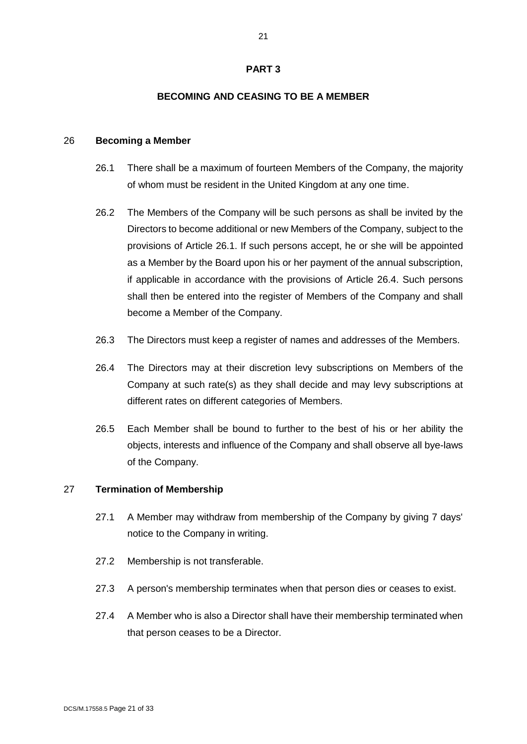# PART 3

## BECOMING AND CEASING TO BE A MEMBER

### 26 Becoming a Member

26.1 There shall be a maximum of fourteen Members of the Company, the majority of whom must be resident in the United Kingdom at any one time.

26.2 The Members of the Company will be such persons as shall be invited by the Directors to become additional or new Members of the Company, subject to the provisions of Article 26.1. If such persons accept, he or she will be appointed as a Member by the Board upon his or her payment of the annual subscription, if applicable in accordance with the provisions of Article 26.4. Such persons shall then be entered into the register of Members of the Company and shall become a Member of the Company.

26.3 The Directors must keep a register of names and addresses of the Members.

26.4 The Directors may at their discretion levy subscriptions on Members of the Company at such rate(s) as they shall decide and may levy subscriptions at different rates on different categories of Members.

26.5 Each Member shall be bound to further to the best of his or her ability the objects, interests and influence of the Company and shall observe all bye-laws of the Company.

### 27 Termination of Membership

27.1 A Member may withdraw from membership of the Company by giving 7 days' notice to the Company in writing.

27.2 Membership is not transferable.

27.3 A person's membership terminates when that person dies or ceases to exist.

27.4 A Member who is also a Director shall have their membership terminated when that person ceases to be a Director.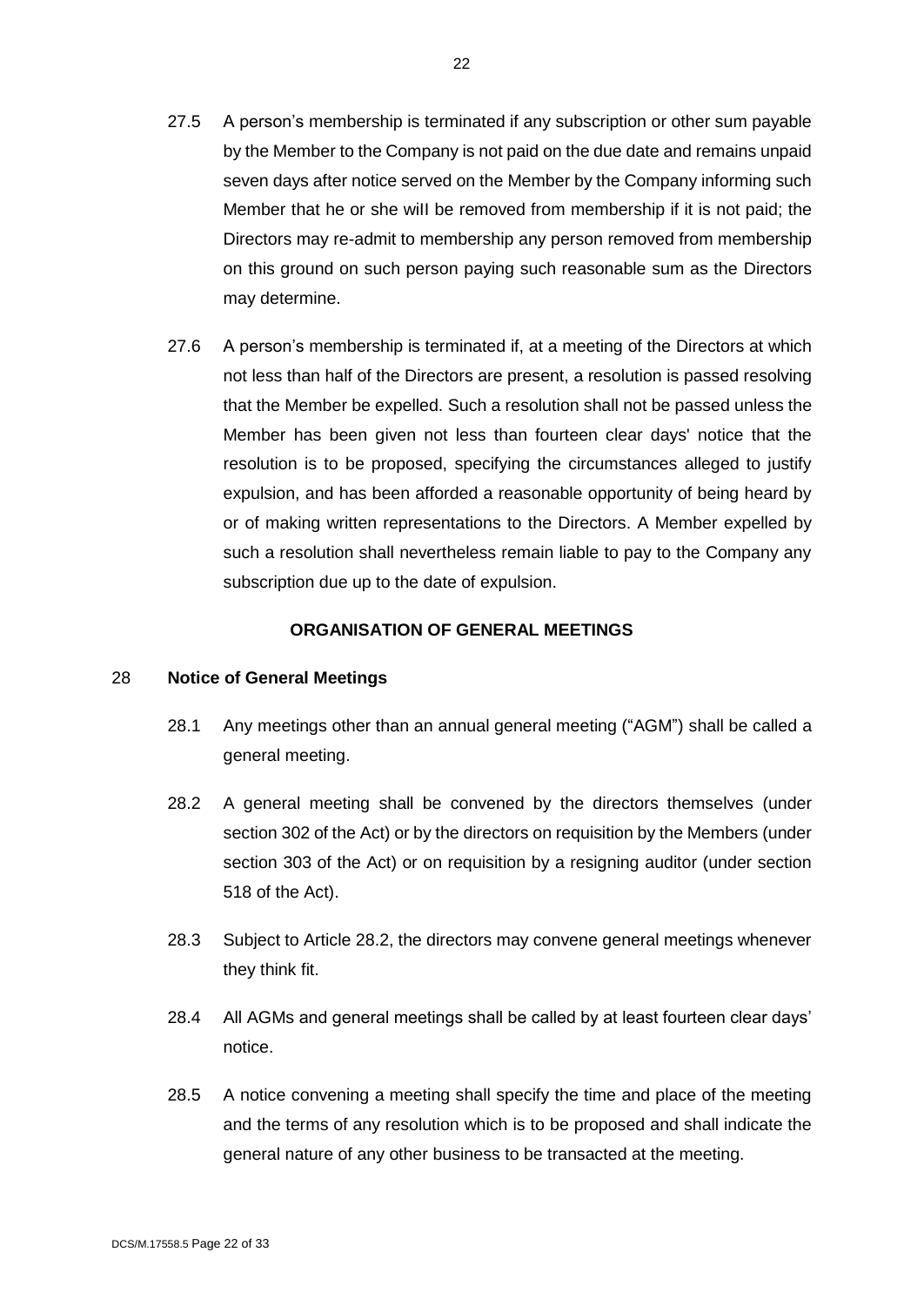27.5 A person's membership is terminated if any subscription or other sum payable by the Member to the Company is not paid on the due date and remains unpaid seven days after notice served on the Member by the Company informing such Member that he or she wiII be removed from membership if it is not paid; the Directors may re-admit to membership any person removed from membership on this ground on such person paying such reasonable sum as the Directors may determine.

27.6 A person's membership is terminated if, at a meeting of the Directors at which not less than half of the Directors are present, a resolution is passed resolving that the Member be expelled. Such a resolution shall not be passed unless the Member has been given not less than fourteen clear days' notice that the resolution is to be proposed, specifying the circumstances alleged to justify expulsion, and has been afforded a reasonable opportunity of being heard by or of making written representations to the Directors. A Member expelled by such a resolution shall nevertheless remain liable to pay to the Company any subscription due up to the date of expulsion.

## ORGANISATION OF GENERAL MEETINGS

### 28 Notice of General Meetings

28.1 Any meetings other than an annual general meeting ("AGM") shall be called a general meeting.

28.2 A general meeting shall be convened by the directors themselves (under section 302 of the Act) or by the directors on requisition by the Members (under section 303 of the Act) or on requisition by a resigning auditor (under section 518 of the Act).

28.3 Subject to Article 28.2, the directors may convene general meetings whenever they think fit.

28.4 All AGMs and general meetings shall be called by at least fourteen clear days' notice.

28.5 A notice convening a meeting shall specify the time and place of the meeting and the terms of any resolution which is to be proposed and shall indicate the general nature of any other business to be transacted at the meeting.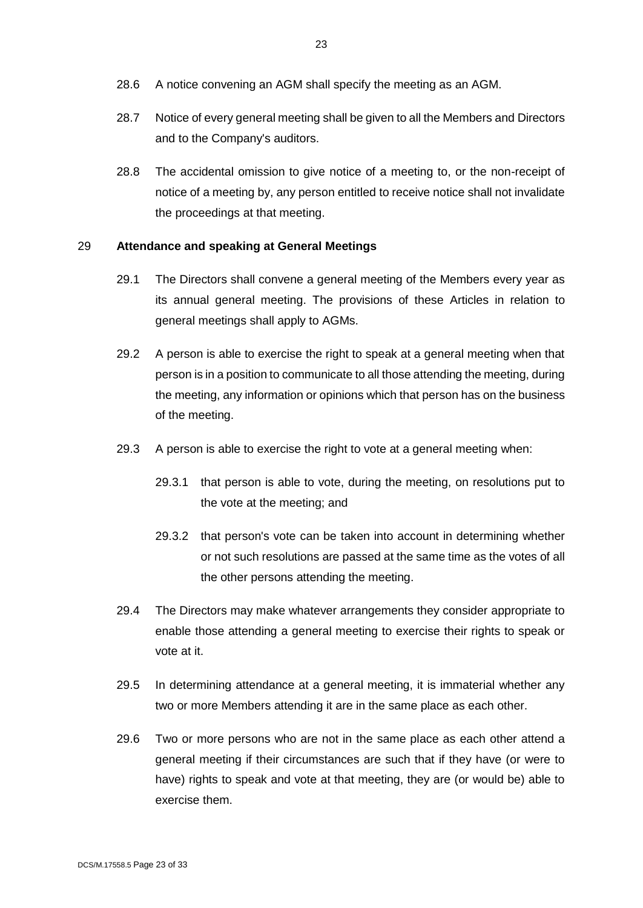28.6 A notice convening an AGM shall specify the meeting as an AGM.

28.7 Notice of every general meeting shall be given to all the Members and Directors and to the Company's auditors.

28.8 The accidental omission to give notice of a meeting to, or the non-receipt of notice of a meeting by, any person entitled to receive notice shall not invalidate the proceedings at that meeting.

## 29 Attendance and speaking at General Meetings

29.1 The Directors shall convene a general meeting of the Members every year as its annual general meeting. The provisions of these Articles in relation to general meetings shall apply to AGMs.

29.2 A person is able to exercise the right to speak at a general meeting when that person is in a position to communicate to all those attending the meeting, during the meeting, any information or opinions which that person has on the business of the meeting.

29.3 A person is able to exercise the right to vote at a general meeting when:

29.3.1 that person is able to vote, during the meeting, on resolutions put to the vote at the meeting; and

29.3.2 that person's vote can be taken into account in determining whether or not such resolutions are passed at the same time as the votes of all the other persons attending the meeting.

29.4 The Directors may make whatever arrangements they consider appropriate to enable those attending a general meeting to exercise their rights to speak or vote at it.

29.5 In determining attendance at a general meeting, it is immaterial whether any two or more Members attending it are in the same place as each other.

29.6 Two or more persons who are not in the same place as each other attend a general meeting if their circumstances are such that if they have (or were to have) rights to speak and vote at that meeting, they are (or would be) able to exercise them.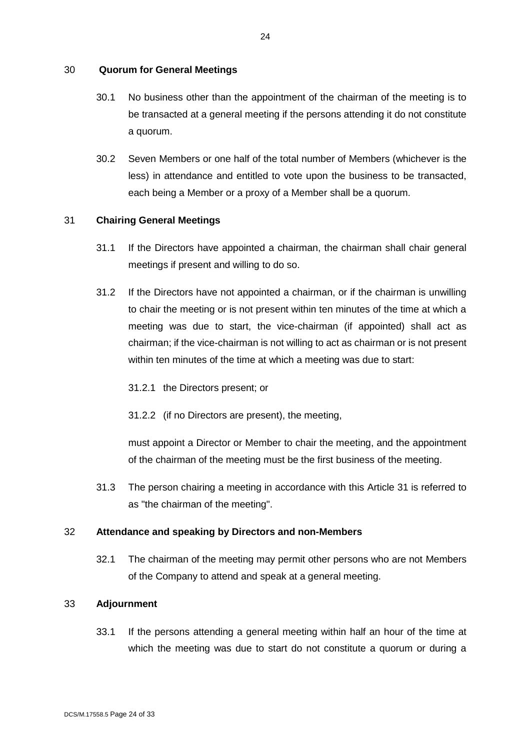## 30 Quorum for General Meetings

30.1 No business other than the appointment of the chairman of the meeting is to be transacted at a general meeting if the persons attending it do not constitute a quorum.

30.2 Seven Members or one half of the total number of Members (whichever is the less) in attendance and entitled to vote upon the business to be transacted, each being a Member or a proxy of a Member shall be a quorum.

## 31 Chairing General Meetings

31.1 If the Directors have appointed a chairman, the chairman shall chair general meetings if present and willing to do so.

31.2 If the Directors have not appointed a chairman, or if the chairman is unwilling to chair the meeting or is not present within ten minutes of the time at which a meeting was due to start, the vice-chairman (if appointed) shall act as chairman; if the vice-chairman is not willing to act as chairman or is not present within ten minutes of the time at which a meeting was due to start:

31.2.1 the Directors present; or

31.2.2 (if no Directors are present), the meeting,

must appoint a Director or Member to chair the meeting, and the appointment of the chairman of the meeting must be the first business of the meeting.

31.3 The person chairing a meeting in accordance with this Article 31 is referred to as "the chairman of the meeting".

## 32 Attendance and speaking by Directors and non-Members

32.1 The chairman of the meeting may permit other persons who are not Members of the Company to attend and speak at a general meeting.

## 33 Adjournment

33.1 If the persons attending a general meeting within half an hour of the time at which the meeting was due to start do not constitute a quorum or during a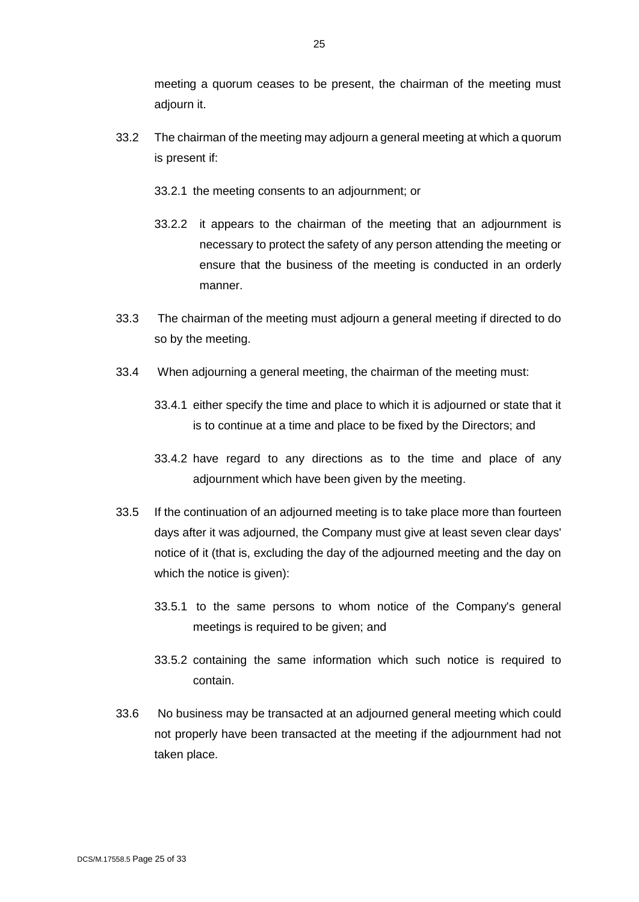meeting a quorum ceases to be present, the chairman of the meeting must adjourn it.

33.2 The chairman of the meeting may adjourn a general meeting at which a quorum is present if:

33.2.1 the meeting consents to an adjournment; or

33.2.2 it appears to the chairman of the meeting that an adjournment is necessary to protect the safety of any person attending the meeting or ensure that the business of the meeting is conducted in an orderly manner.

33.3 The chairman of the meeting must adjourn a general meeting if directed to do so by the meeting.

33.4 When adjourning a general meeting, the chairman of the meeting must:

33.4.1 either specify the time and place to which it is adjourned or state that it is to continue at a time and place to be fixed by the Directors; and

33.4.2 have regard to any directions as to the time and place of any adjournment which have been given by the meeting.

33.5 If the continuation of an adjourned meeting is to take place more than fourteen days after it was adjourned, the Company must give at least seven clear days' notice of it (that is, excluding the day of the adjourned meeting and the day on which the notice is given):

33.5.1 to the same persons to whom notice of the Company's general meetings is required to be given; and

33.5.2 containing the same information which such notice is required to contain.

33.6 No business may be transacted at an adjourned general meeting which could not properly have been transacted at the meeting if the adjournment had not taken place.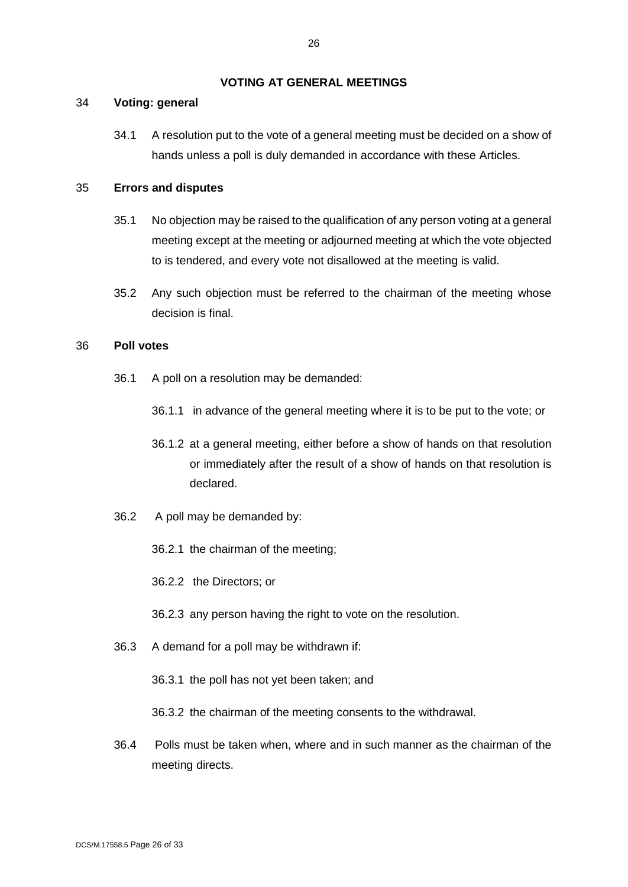## VOTING AT GENERAL MEETINGS

### 34 Voting: general

34.1 A resolution put to the vote of a general meeting must be decided on a show of hands unless a poll is duly demanded in accordance with these Articles.

### 35 Errors and disputes

35.1 No objection may be raised to the qualification of any person voting at a general meeting except at the meeting or adjourned meeting at which the vote objected to is tendered, and every vote not disallowed at the meeting is valid.

35.2 Any such objection must be referred to the chairman of the meeting whose decision is final.

### 36 Poll votes

36.1 A poll on a resolution may be demanded:

36.1.1 in advance of the general meeting where it is to be put to the vote; or

36.1.2 at a general meeting, either before a show of hands on that resolution or immediately after the result of a show of hands on that resolution is declared.

36.2 A poll may be demanded by:

36.2.1 the chairman of the meeting;

36.2.2 the Directors; or

36.2.3 any person having the right to vote on the resolution.

36.3 A demand for a poll may be withdrawn if:

36.3.1 the poll has not yet been taken; and

36.3.2 the chairman of the meeting consents to the withdrawal.

36.4 Polls must be taken when, where and in such manner as the chairman of the meeting directs.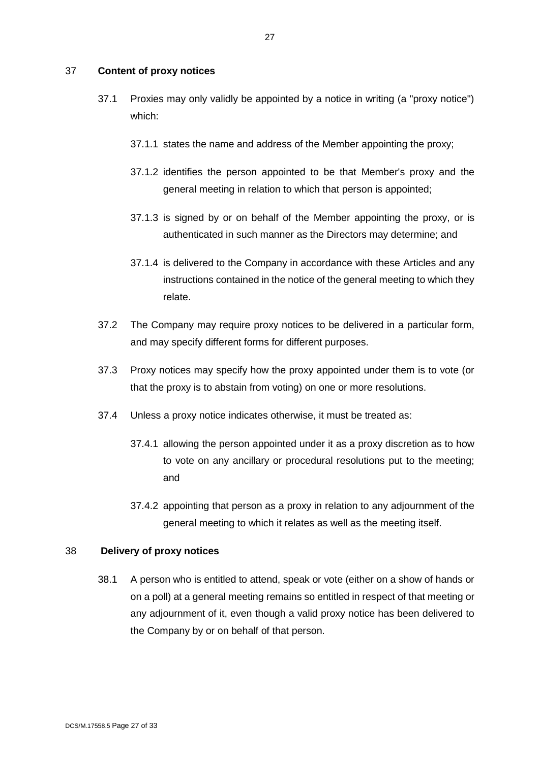## 37 Content of proxy notices

37.1 Proxies may only validly be appointed by a notice in writing (a "proxy notice") which:

37.1.1 states the name and address of the Member appointing the proxy;

37.1.2 identifies the person appointed to be that Member's proxy and the general meeting in relation to which that person is appointed;

37.1.3 is signed by or on behalf of the Member appointing the proxy, or is authenticated in such manner as the Directors may determine; and

37.1.4 is delivered to the Company in accordance with these Articles and any instructions contained in the notice of the general meeting to which they relate.

37.2 The Company may require proxy notices to be delivered in a particular form, and may specify different forms for different purposes.

37.3 Proxy notices may specify how the proxy appointed under them is to vote (or that the proxy is to abstain from voting) on one or more resolutions.

37.4 Unless a proxy notice indicates otherwise, it must be treated as:

37.4.1 allowing the person appointed under it as a proxy discretion as to how to vote on any ancillary or procedural resolutions put to the meeting; and

37.4.2 appointing that person as a proxy in relation to any adjournment of the general meeting to which it relates as well as the meeting itself.

## 38 Delivery of proxy notices

38.1 A person who is entitled to attend, speak or vote (either on a show of hands or on a poll) at a general meeting remains so entitled in respect of that meeting or any adjournment of it, even though a valid proxy notice has been delivered to the Company by or on behalf of that person.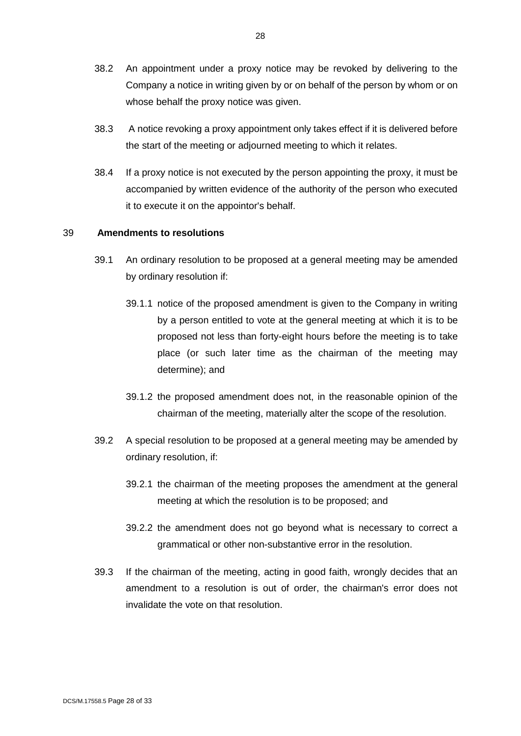38.2 An appointment under a proxy notice may be revoked by delivering to the Company a notice in writing given by or on behalf of the person by whom or on whose behalf the proxy notice was given.

38.3 A notice revoking a proxy appointment only takes effect if it is delivered before the start of the meeting or adjourned meeting to which it relates.

38.4 If a proxy notice is not executed by the person appointing the proxy, it must be accompanied by written evidence of the authority of the person who executed it to execute it on the appointor's behalf.

## 39 Amendments to resolutions

39.1 An ordinary resolution to be proposed at a general meeting may be amended by ordinary resolution if:

39.1.1 notice of the proposed amendment is given to the Company in writing by a person entitled to vote at the general meeting at which it is to be proposed not less than forty-eight hours before the meeting is to take place (or such later time as the chairman of the meeting may determine); and

39.1.2 the proposed amendment does not, in the reasonable opinion of the chairman of the meeting, materially alter the scope of the resolution.

39.2 A special resolution to be proposed at a general meeting may be amended by ordinary resolution, if:

39.2.1 the chairman of the meeting proposes the amendment at the general meeting at which the resolution is to be proposed; and

39.2.2 the amendment does not go beyond what is necessary to correct a grammatical or other non-substantive error in the resolution.

39.3 If the chairman of the meeting, acting in good faith, wrongly decides that an amendment to a resolution is out of order, the chairman's error does not invalidate the vote on that resolution.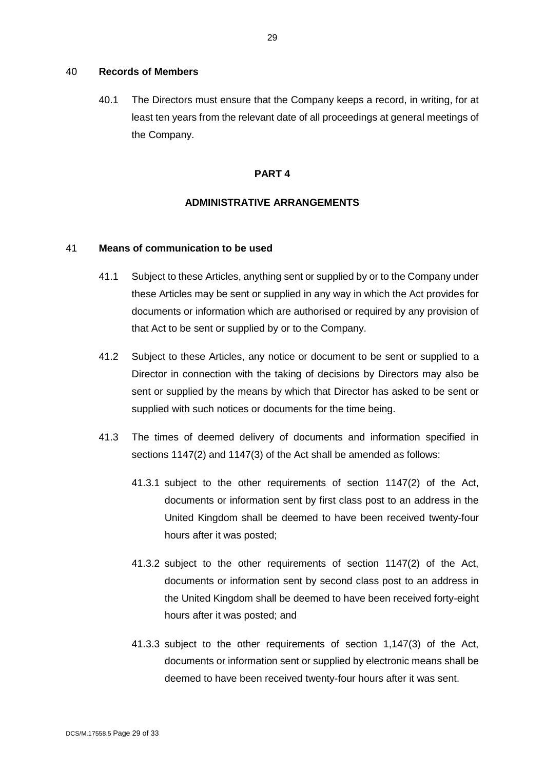## 40 **Records of Members**

40.1 The Directors must ensure that the Company keeps a record, in writing, for at least ten years from the relevant date of all proceedings at general meetings of the Company.

# PART 4

# ADMINISTRATIVE ARRANGEMENTS

## 41 **Means of communication to be used**

41.1 Subject to these Articles, anything sent or supplied by or to the Company under these Articles may be sent or supplied in any way in which the Act provides for documents or information which are authorised or required by any provision of that Act to be sent or supplied by or to the Company.

41.2 Subject to these Articles, any notice or document to be sent or supplied to a Director in connection with the taking of decisions by Directors may also be sent or supplied by the means by which that Director has asked to be sent or supplied with such notices or documents for the time being.

41.3 The times of deemed delivery of documents and information specified in sections 1147(2) and 1147(3) of the Act shall be amended as follows:

41.3.1 subject to the other requirements of section 1147(2) of the Act, documents or information sent by first class post to an address in the United Kingdom shall be deemed to have been received twenty-four hours after it was posted;

41.3.2 subject to the other requirements of section 1147(2) of the Act, documents or information sent by second class post to an address in the United Kingdom shall be deemed to have been received forty-eight hours after it was posted; and

41.3.3 subject to the other requirements of section 1,147(3) of the Act, documents or information sent or supplied by electronic means shall be deemed to have been received twenty-four hours after it was sent.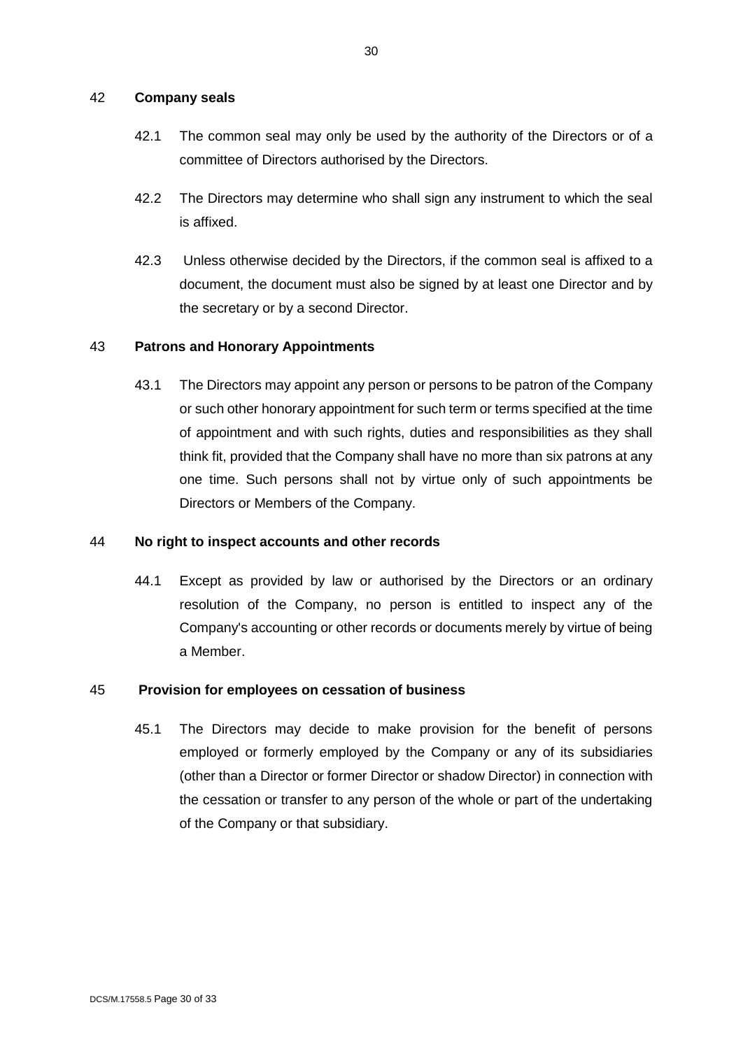## 42 Company seals

42.1 The common seal may only be used by the authority of the Directors or of a committee of Directors authorised by the Directors.

42.2 The Directors may determine who shall sign any instrument to which the seal is affixed.

42.3 Unless otherwise decided by the Directors, if the common seal is affixed to a document, the document must also be signed by at least one Director and by the secretary or by a second Director.

## 43 Patrons and Honorary Appointments

43.1 The Directors may appoint any person or persons to be patron of the Company or such other honorary appointment for such term or terms specified at the time of appointment and with such rights, duties and responsibilities as they shall think fit, provided that the Company shall have no more than six patrons at any one time. Such persons shall not by virtue only of such appointments be Directors or Members of the Company.

## 44 No right to inspect accounts and other records

44.1 Except as provided by law or authorised by the Directors or an ordinary resolution of the Company, no person is entitled to inspect any of the Company's accounting or other records or documents merely by virtue of being a Member.

## 45 Provision for employees on cessation of business

45.1 The Directors may decide to make provision for the benefit of persons employed or formerly employed by the Company or any of its subsidiaries (other than a Director or former Director or shadow Director) in connection with the cessation or transfer to any person of the whole or part of the undertaking of the Company or that subsidiary.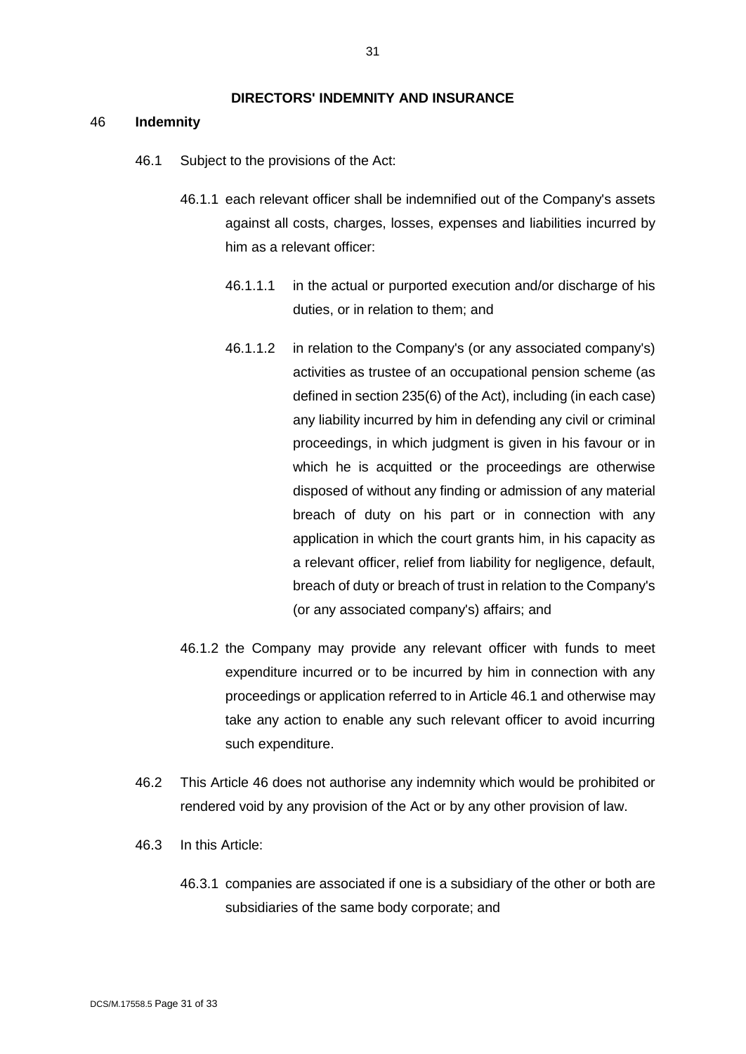## DIRECTORS' INDEMNITY AND INSURANCE

### 46 Indemnity

46.1 Subject to the provisions of the Act:

46.1.1 each relevant officer shall be indemnified out of the Company's assets against all costs, charges, losses, expenses and liabilities incurred by him as a relevant officer:

46.1.1.1 in the actual or purported execution and/or discharge of his duties, or in relation to them; and

46.1.1.2 in relation to the Company's (or any associated company's) activities as trustee of an occupational pension scheme (as defined in section 235(6) of the Act), including (in each case) any liability incurred by him in defending any civil or criminal proceedings, in which judgment is given in his favour or in which he is acquitted or the proceedings are otherwise disposed of without any finding or admission of any material breach of duty on his part or in connection with any application in which the court grants him, in his capacity as a relevant officer, relief from liability for negligence, default, breach of duty or breach of trust in relation to the Company's (or any associated company's) affairs; and

46.1.2 the Company may provide any relevant officer with funds to meet expenditure incurred or to be incurred by him in connection with any proceedings or application referred to in Article 46.1 and otherwise may take any action to enable any such relevant officer to avoid incurring such expenditure.

46.2 This Article 46 does not authorise any indemnity which would be prohibited or rendered void by any provision of the Act or by any other provision of law.

46.3 In this Article:

46.3.1 companies are associated if one is a subsidiary of the other or both are subsidiaries of the same body corporate; and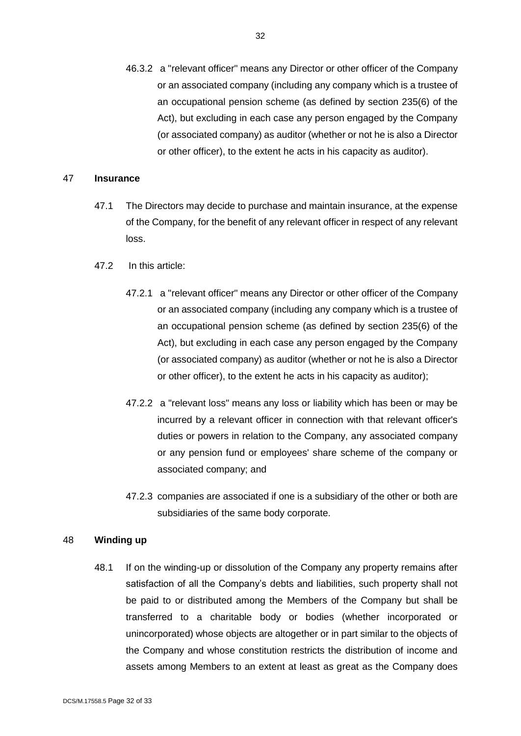46.3.2 a "relevant officer" means any Director or other officer of the Company or an associated company (including any company which is a trustee of an occupational pension scheme (as defined by section 235(6) of the Act), but excluding in each case any person engaged by the Company (or associated company) as auditor (whether or not he is also a Director or other officer), to the extent he acts in his capacity as auditor).

## 47 Insurance

47.1 The Directors may decide to purchase and maintain insurance, at the expense of the Company, for the benefit of any relevant officer in respect of any relevant loss.

47.2 In this article:

47.2.1 a "relevant officer" means any Director or other officer of the Company or an associated company (including any company which is a trustee of an occupational pension scheme (as defined by section 235(6) of the Act), but excluding in each case any person engaged by the Company (or associated company) as auditor (whether or not he is also a Director or other officer), to the extent he acts in his capacity as auditor);

47.2.2 a "relevant loss" means any loss or liability which has been or may be incurred by a relevant officer in connection with that relevant officer's duties or powers in relation to the Company, any associated company or any pension fund or employees' share scheme of the company or associated company; and

47.2.3 companies are associated if one is a subsidiary of the other or both are subsidiaries of the same body corporate.

## 48 Winding up

48.1 If on the winding-up or dissolution of the Company any property remains after satisfaction of all the Company's debts and liabilities, such property shall not be paid to or distributed among the Members of the Company but shall be transferred to a charitable body or bodies (whether incorporated or unincorporated) whose objects are altogether or in part similar to the objects of the Company and whose constitution restricts the distribution of income and assets among Members to an extent at least as great as the Company does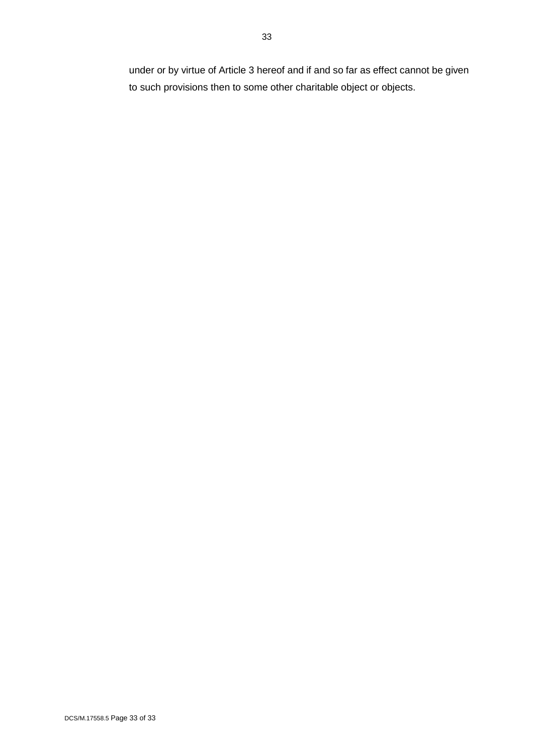under or by virtue of Article 3 hereof and if and so far as effect cannot be given to such provisions then to some other charitable object or objects.